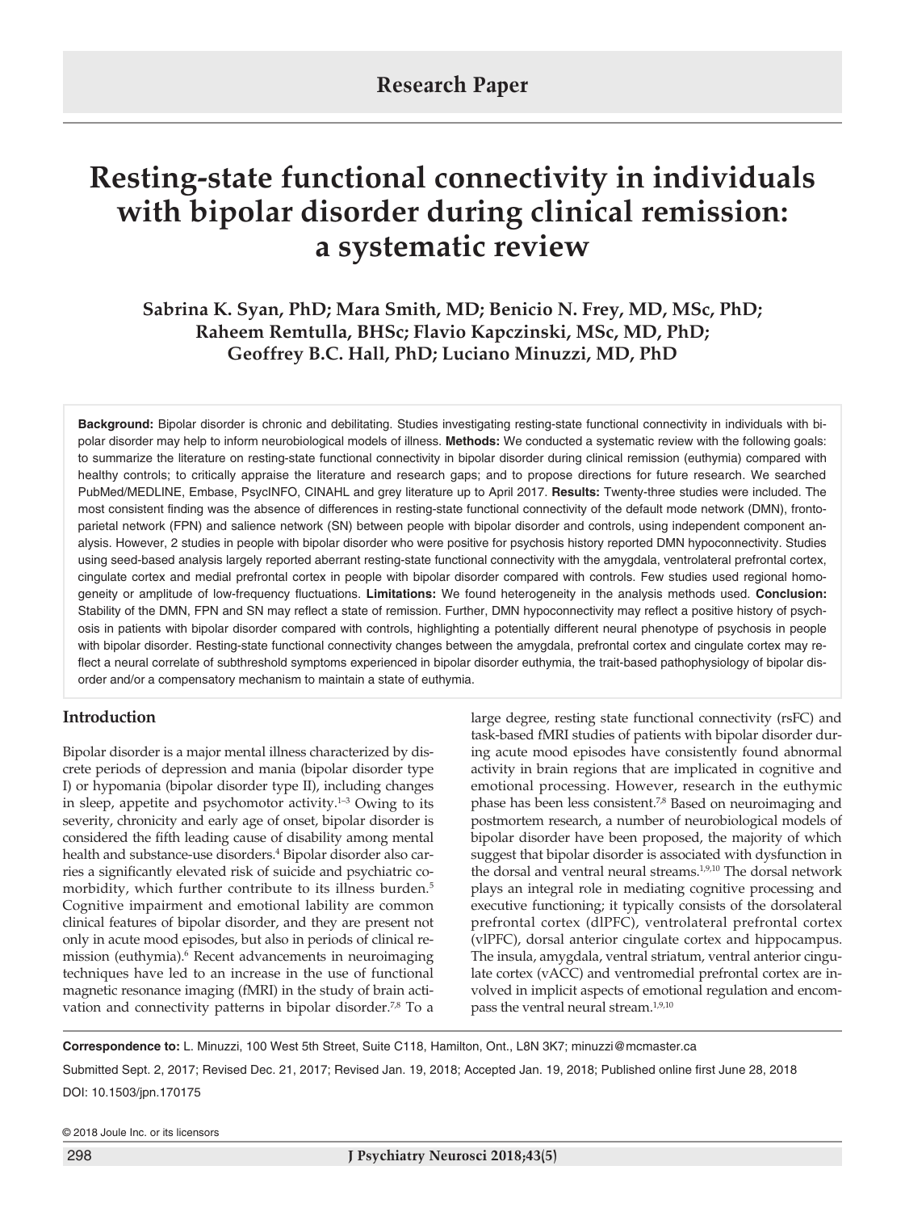Research Paper

# Resting-state functional connectivity in individuals with bipolar disorder during clinical remission: a systematic review

**Sabrina K. Syan, PhD; Mara Smith, MD; Benicio N. Frey, MD, MSc, PhD; Raheem Remtulla, BHSc; Flavio Kapczinski, MSc, MD, PhD; Geoffrey B.C. Hall, PhD; Luciano Minuzzi, MD, PhD**

**Background:** Bipolar disorder is chronic and debilitating. Studies investigating resting-state functional connectivity in individuals with bipolar disorder may help to inform neurobiological models of illness. **Methods:** We conducted a systematic review with the following goals: to summarize the literature on resting-state functional connectivity in bipolar disorder during clinical remission (euthymia) compared with healthy controls; to critically appraise the literature and research gaps; and to propose directions for future research. We searched PubMed/MEDLINE, Embase, PsycINFO, CINAHL and grey literature up to April 2017. **Results:** Twenty-three studies were included. The most consistent finding was the absence of differences in resting-state functional connectivity of the default mode network (DMN), frontoparietal network (FPN) and salience network (SN) between people with bipolar disorder and controls, using independent component analysis. However, 2 studies in people with bipolar disorder who were positive for psychosis history reported DMN hypoconnectivity. Studies using seed-based analysis largely reported aberrant resting-state functional connectivity with the amygdala, ventrolateral prefrontal cortex, cingulate cortex and medial prefrontal cortex in people with bipolar disorder compared with controls. Few studies used regional homogeneity or amplitude of low-frequency fluctuations. **Limitations:** We found heterogeneity in the analysis methods used. **Conclusion:** Stability of the DMN, FPN and SN may reflect a state of remission. Further, DMN hypoconnectivity may reflect a positive history of psychosis in patients with bipolar disorder compared with controls, highlighting a potentially different neural phenotype of psychosis in people with bipolar disorder. Resting-state functional connectivity changes between the amygdala, prefrontal cortex and cingulate cortex may reflect a neural correlate of subthreshold symptoms experienced in bipolar disorder euthymia, the trait-based pathophysiology of bipolar disorder and/or a compensatory mechanism to maintain a state of euthymia.

## Introduction

Bipolar disorder is a major mental illness characterized by discrete periods of depression and mania (bipolar disorder type I) or hypomania (bipolar disorder type II), including changes in sleep, appetite and psychomotor activity.[1–3] Owing to its severity, chronicity and early age of onset, bipolar disorder is considered the fifth leading cause of disability among mental health and substance-use disorders.[4] Bipolar disorder also carries a significantly elevated risk of suicide and psychiatric comorbidity, which further contribute to its illness burden.[5] Cognitive impairment and emotional lability are common clinical features of bipolar disorder, and they are present not only in acute mood episodes, but also in periods of clinical remission (euthymia).[6] Recent advancements in neuroimaging techniques have led to an increase in the use of functional magnetic resonance imaging (fMRI) in the study of brain activation and connectivity patterns in bipolar disorder.[7,8] To a large degree, resting state functional connectivity (rsFC) and task-based fMRI studies of patients with bipolar disorder during acute mood episodes have consistently found abnormal activity in brain regions that are implicated in cognitive and emotional processing. However, research in the euthymic phase has been less consistent.[7,8] Based on neuroimaging and postmortem research, a number of neurobiological models of bipolar disorder have been proposed, the majority of which suggest that bipolar disorder is associated with dysfunction in the dorsal and ventral neural streams.[1,9,10] The dorsal network plays an integral role in mediating cognitive processing and executive functioning; it typically consists of the dorsolateral prefrontal cortex (dlPFC), ventrolateral prefrontal cortex (vlPFC), dorsal anterior cingulate cortex and hippocampus. The insula, amygdala, ventral striatum, ventral anterior cingulate cortex (vACC) and ventromedial prefrontal cortex are involved in implicit aspects of emotional regulation and encompass the ventral neural stream.[1,9,10]

**Correspondence to:** L. Minuzzi, 100 West 5th Street, Suite C118, Hamilton, Ont., L8N 3K7; minuzzi@mcmaster.ca

Submitted Sept. 2, 2017; Revised Dec. 21, 2017; Revised Jan. 19, 2018; Accepted Jan. 19, 2018; Published online first June 28, 2018

DOI: 10.1503/jpn.170175

© 2018 Joule Inc. or its licensors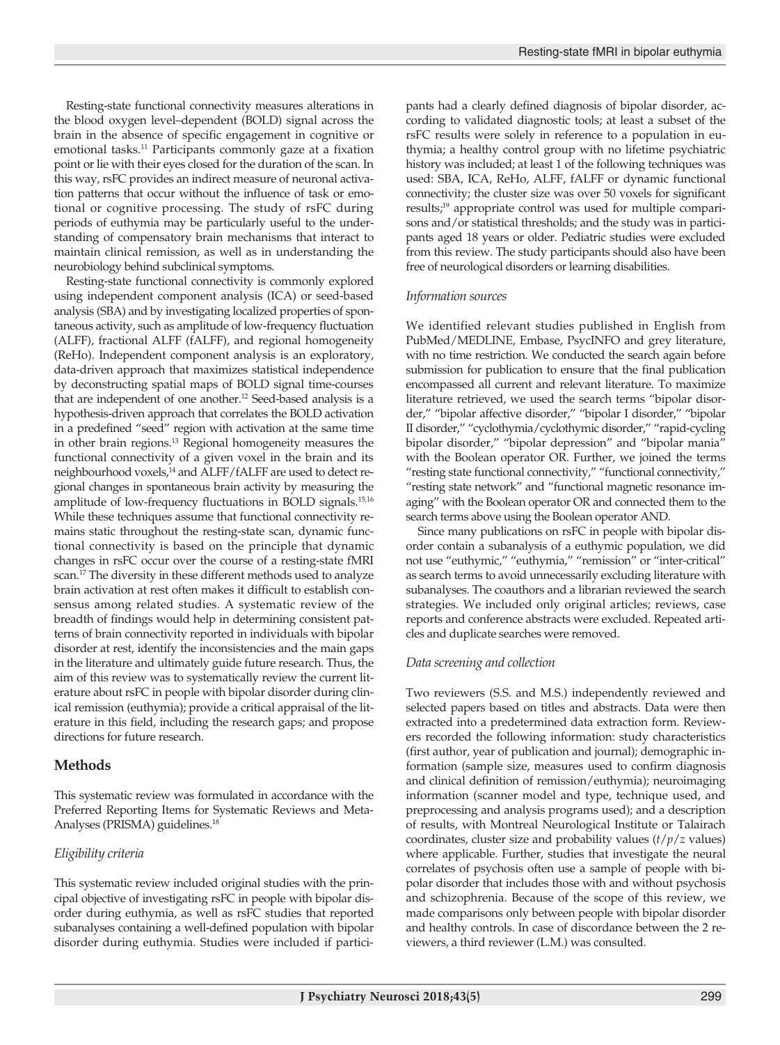Resting-state functional connectivity measures alterations in the blood oxygen level–dependent (BOLD) signal across the brain in the absence of specific engagement in cognitive or emotional tasks.[11] Participants commonly gaze at a fixation point or lie with their eyes closed for the duration of the scan. In this way, rsFC provides an indirect measure of neuronal activation patterns that occur without the influence of task or emotional or cognitive processing. The study of rsFC during periods of euthymia may be particularly useful to the understanding of compensatory brain mechanisms that interact to maintain clinical remission, as well as in understanding the neurobiology behind subclinical symptoms.

Resting-state functional connectivity is commonly explored using independent component analysis (ICA) or seed-based analysis (SBA) and by investigating localized properties of spontaneous activity, such as amplitude of low-frequency fluctuation (ALFF), fractional ALFF (fALFF), and regional homogeneity (ReHo). Independent component analysis is an exploratory, data-driven approach that maximizes statistical independence by deconstructing spatial maps of BOLD signal time-courses that are independent of one another.[12] Seed-based analysis is a hypothesis-driven approach that correlates the BOLD activation in a predefined "seed" region with activation at the same time in other brain regions.[13] Regional homogeneity measures the functional connectivity of a given voxel in the brain and its neighbourhood voxels,[14] and ALFF/fALFF are used to detect regional changes in spontaneous brain activity by measuring the amplitude of low-frequency fluctuations in BOLD signals.[15,16] While these techniques assume that functional connectivity remains static throughout the resting-state scan, dynamic functional connectivity is based on the principle that dynamic changes in rsFC occur over the course of a resting-state fMRI scan.[17] The diversity in these different methods used to analyze brain activation at rest often makes it difficult to establish consensus among related studies. A systematic review of the breadth of findings would help in determining consistent patterns of brain connectivity reported in individuals with bipolar disorder at rest, identify the inconsistencies and the main gaps in the literature and ultimately guide future research. Thus, the aim of this review was to systematically review the current literature about rsFC in people with bipolar disorder during clinical remission (euthymia); provide a critical appraisal of the literature in this field, including the research gaps; and propose directions for future research.

## Methods

This systematic review was formulated in accordance with the Preferred Reporting Items for Systematic Reviews and Meta-Analyses (PRISMA) guidelines.[18]

### *Eligibility criteria*

This systematic review included original studies with the principal objective of investigating rsFC in people with bipolar disorder during euthymia, as well as rsFC studies that reported subanalyses containing a well-defined population with bipolar disorder during euthymia. Studies were included if participants had a clearly defined diagnosis of bipolar disorder, according to validated diagnostic tools; at least a subset of the rsFC results were solely in reference to a population in euthymia; a healthy control group with no lifetime psychiatric history was included; at least 1 of the following techniques was used: SBA, ICA, ReHo, ALFF, fALFF or dynamic functional connectivity; the cluster size was over 50 voxels for significant results;[19] appropriate control was used for multiple comparisons and/or statistical thresholds; and the study was in participants aged 18 years or older. Pediatric studies were excluded from this review. The study participants should also have been free of neurological disorders or learning disabilities.

### *Information sources*

We identified relevant studies published in English from PubMed/MEDLINE, Embase, PsycINFO and grey literature, with no time restriction. We conducted the search again before submission for publication to ensure that the final publication encompassed all current and relevant literature. To maximize literature retrieved, we used the search terms "bipolar disorder," "bipolar affective disorder," "bipolar I disorder," "bipolar II disorder," "cyclothymia/cyclothymic disorder," "rapid-cycling bipolar disorder," "bipolar depression" and "bipolar mania" with the Boolean operator OR. Further, we joined the terms "resting state functional connectivity," "functional connectivity," "resting state network" and "functional magnetic resonance imaging" with the Boolean operator OR and connected them to the search terms above using the Boolean operator AND.

Since many publications on rsFC in people with bipolar disorder contain a subanalysis of a euthymic population, we did not use "euthymic," "euthymia," "remission" or "inter-critical" as search terms to avoid unnecessarily excluding literature with subanalyses. The coauthors and a librarian reviewed the search strategies. We included only original articles; reviews, case reports and conference abstracts were excluded. Repeated articles and duplicate searches were removed.

### *Data screening and collection*

Two reviewers (S.S. and M.S.) independently reviewed and selected papers based on titles and abstracts. Data were then extracted into a predetermined data extraction form. Reviewers recorded the following information: study characteristics (first author, year of publication and journal); demographic information (sample size, measures used to confirm diagnosis and clinical definition of remission/euthymia); neuroimaging information (scanner model and type, technique used, and preprocessing and analysis programs used); and a description of results, with Montreal Neurological Institute or Talairach coordinates, cluster size and probability values ($t/p/z$ values) where applicable. Further, studies that investigate the neural correlates of psychosis often use a sample of people with bipolar disorder that includes those with and without psychosis and schizophrenia. Because of the scope of this review, we made comparisons only between people with bipolar disorder and healthy controls. In case of discordance between the 2 reviewers, a third reviewer (L.M.) was consulted.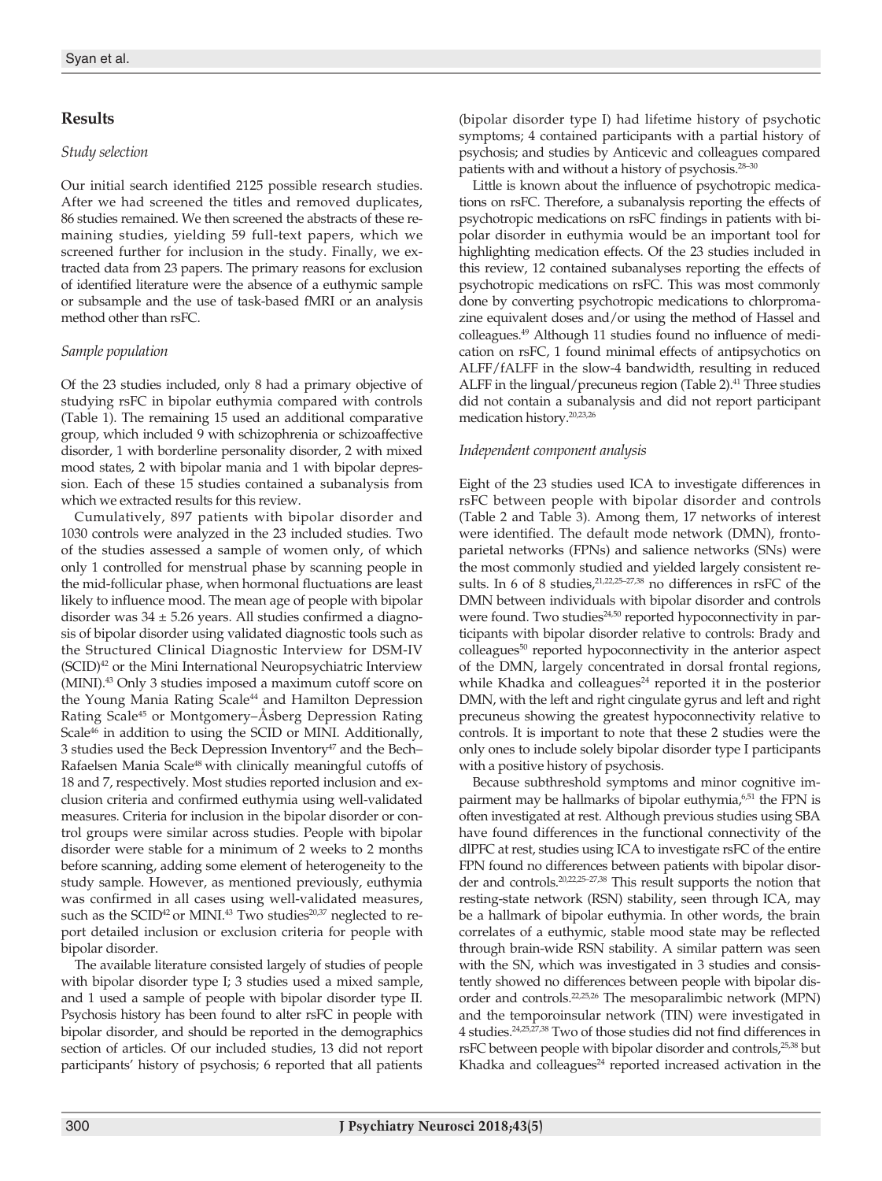## Results

### *Study selection*

Our initial search identified 2125 possible research studies. After we had screened the titles and removed duplicates, 86 studies remained. We then screened the abstracts of these remaining studies, yielding 59 full-text papers, which we screened further for inclusion in the study. Finally, we extracted data from 23 papers. The primary reasons for exclusion of identified literature were the absence of a euthymic sample or subsample and the use of task-based fMRI or an analysis method other than rsFC.

### *Sample population*

Of the 23 studies included, only 8 had a primary objective of studying rsFC in bipolar euthymia compared with controls (Table 1). The remaining 15 used an additional comparative group, which included 9 with schizophrenia or schizoaffective disorder, 1 with borderline personality disorder, 2 with mixed mood states, 2 with bipolar mania and 1 with bipolar depression. Each of these 15 studies contained a subanalysis from which we extracted results for this review.

Cumulatively, 897 patients with bipolar disorder and 1030 controls were analyzed in the 23 included studies. Two of the studies assessed a sample of women only, of which only 1 controlled for menstrual phase by scanning people in the mid-follicular phase, when hormonal fluctuations are least likely to influence mood. The mean age of people with bipolar disorder was 34 ± 5.26 years. All studies confirmed a diagnosis of bipolar disorder using validated diagnostic tools such as the Structured Clinical Diagnostic Interview for DSM-IV (SCID)[42] or the Mini International Neuropsychiatric Interview (MINI).[43] Only 3 studies imposed a maximum cutoff score on the Young Mania Rating Scale[44] and Hamilton Depression Rating Scale[45] or Montgomery–Åsberg Depression Rating Scale[46] in addition to using the SCID or MINI. Additionally, 3 studies used the Beck Depression Inventory[47] and the Bech–Rafaelsen Mania Scale[48] with clinically meaningful cutoffs of 18 and 7, respectively. Most studies reported inclusion and exclusion criteria and confirmed euthymia using well-validated measures. Criteria for inclusion in the bipolar disorder or control groups were similar across studies. People with bipolar disorder were stable for a minimum of 2 weeks to 2 months before scanning, adding some element of heterogeneity to the study sample. However, as mentioned previously, euthymia was confirmed in all cases using well-validated measures, such as the SCID[42] or MINI.[43] Two studies[20,37] neglected to report detailed inclusion or exclusion criteria for people with bipolar disorder.

The available literature consisted largely of studies of people with bipolar disorder type I; 3 studies used a mixed sample, and 1 used a sample of people with bipolar disorder type II. Psychosis history has been found to alter rsFC in people with bipolar disorder, and should be reported in the demographics section of articles. Of our included studies, 13 did not report participants' history of psychosis; 6 reported that all patients (bipolar disorder type I) had lifetime history of psychotic symptoms; 4 contained participants with a partial history of psychosis; and studies by Anticevic and colleagues compared patients with and without a history of psychosis.[28–30]

Little is known about the influence of psychotropic medications on rsFC. Therefore, a subanalysis reporting the effects of psychotropic medications on rsFC findings in patients with bipolar disorder in euthymia would be an important tool for highlighting medication effects. Of the 23 studies included in this review, 12 contained subanalyses reporting the effects of psychotropic medications on rsFC. This was most commonly done by converting psychotropic medications to chlorpromazine equivalent doses and/or using the method of Hassel and colleagues.[49] Although 11 studies found no influence of medication on rsFC, 1 found minimal effects of antipsychotics on ALFF/fALFF in the slow-4 bandwidth, resulting in reduced ALFF in the lingual/precuneus region (Table 2).[41] Three studies did not contain a subanalysis and did not report participant medication history.[20,23,26]

### *Independent component analysis*

Eight of the 23 studies used ICA to investigate differences in rsFC between people with bipolar disorder and controls (Table 2 and Table 3). Among them, 17 networks of interest were identified. The default mode network (DMN), frontoparietal networks (FPNs) and salience networks (SNs) were the most commonly studied and yielded largely consistent results. In 6 of 8 studies,[21,22,25–27,38] no differences in rsFC of the DMN between individuals with bipolar disorder and controls were found. Two studies[24,50] reported hypoconnectivity in participants with bipolar disorder relative to controls: Brady and colleagues[50] reported hypoconnectivity in the anterior aspect of the DMN, largely concentrated in dorsal frontal regions, while Khadka and colleagues[24] reported it in the posterior DMN, with the left and right cingulate gyrus and left and right precuneus showing the greatest hypoconnectivity relative to controls. It is important to note that these 2 studies were the only ones to include solely bipolar disorder type I participants with a positive history of psychosis.

Because subthreshold symptoms and minor cognitive impairment may be hallmarks of bipolar euthymia,[6,51] the FPN is often investigated at rest. Although previous studies using SBA have found differences in the functional connectivity of the dlPFC at rest, studies using ICA to investigate rsFC of the entire FPN found no differences between patients with bipolar disorder and controls.[20,22,25–27,38] This result supports the notion that resting-state network (RSN) stability, seen through ICA, may be a hallmark of bipolar euthymia. In other words, the brain correlates of a euthymic, stable mood state may be reflected through brain-wide RSN stability. A similar pattern was seen with the SN, which was investigated in 3 studies and consistently showed no differences between people with bipolar disorder and controls.[22,25,26] The mesoparalimbic network (MPN) and the temporoinsular network (TIN) were investigated in 4 studies.[24,25,27,38] Two of those studies did not find differences in rsFC between people with bipolar disorder and controls,[25,38] but Khadka and colleagues[24] reported increased activation in the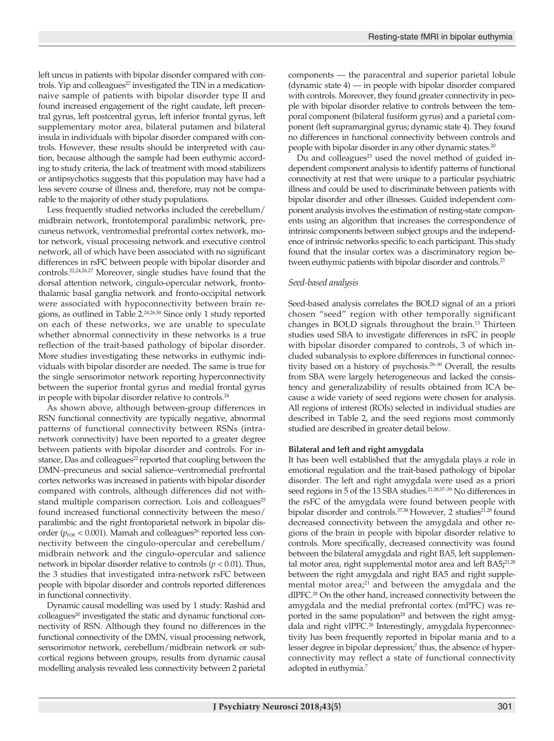left uncus in patients with bipolar disorder compared with controls. Yip and colleagues[27] investigated the TIN in a medication-naive sample of patients with bipolar disorder type II and found increased engagement of the right caudate, left precentral gyrus, left postcentral gyrus, left inferior frontal gyrus, left supplementary motor area, bilateral putamen and bilateral insula in individuals with bipolar disorder compared with controls. However, these results should be interpreted with caution, because although the sample had been euthymic according to study criteria, the lack of treatment with mood stabilizers or antipsychotics suggests that this population may have had a less severe course of illness and, therefore, may not be comparable to the majority of other study populations.

Less frequently studied networks included the cerebellum/midbrain network, frontotemporal paralimbic network, precuneus network, ventromedial prefrontal cortex network, motor network, visual processing network and executive control network, all of which have been associated with no significant differences in rsFC between people with bipolar disorder and controls.[22,24,26,27] Moreover, single studies have found that the dorsal attention network, cingulo-opercular network, frontothalamic basal ganglia network and fronto-occipital network were associated with hypoconnectivity between brain regions, as outlined in Table 2.[24,26,50] Since only 1 study reported on each of these networks, we are unable to speculate whether abnormal connectivity in these networks is a true reflection of the trait-based pathology of bipolar disorder. More studies investigating these networks in euthymic individuals with bipolar disorder are needed. The same is true for the single sensorimotor network reporting hyperconnectivity between the superior frontal gyrus and medial frontal gyrus in people with bipolar disorder relative to controls.[24]

As shown above, although between-group differences in RSN functional connectivity are typically negative, abnormal patterns of functional connectivity between RSNs (intra-network connectivity) have been reported to a greater degree between patients with bipolar disorder and controls. For instance, Das and colleagues[22] reported that coupling between the DMN–precuneus and social salience–ventromedial prefrontal cortex networks was increased in patients with bipolar disorder compared with controls, although differences did not withstand multiple comparison correction. Lois and colleagues[25] found increased functional connectivity between the meso/paralimbic and the right frontoparietal network in bipolar disorder ($p_{FDR} < 0.001$). Mamah and colleagues[26] reported less connectivity between the cingulo-opercular and cerebellum/midbrain network and the cingulo-opercular and salience network in bipolar disorder relative to controls ($p < 0.01$). Thus, the 3 studies that investigated intra-network rsFC between people with bipolar disorder and controls reported differences in functional connectivity.

Dynamic causal modelling was used by 1 study: Rashid and colleagues[20] investigated the static and dynamic functional connectivity of RSN. Although they found no differences in the functional connectivity of the DMN, visual processing network, sensorimotor network, cerebellum/midbrain network or subcortical regions between groups, results from dynamic causal modelling analysis revealed less connectivity between 2 parietal components — the paracentral and superior parietal lobule (dynamic state 4) — in people with bipolar disorder compared with controls. Moreover, they found greater connectivity in people with bipolar disorder relative to controls between the temporal component (bilateral fusiform gyrus) and a parietal component (left supramarginal gyrus; dynamic state 4). They found no differences in functional connectivity between controls and people with bipolar disorder in any other dynamic states.[20]

Du and colleagues[23] used the novel method of guided independent component analysis to identify patterns of functional connectivity at rest that were unique to a particular psychiatric illness and could be used to discriminate between patients with bipolar disorder and other illnesses. Guided independent component analysis involves the estimation of resting-state components using an algorithm that increases the correspondence of intrinsic components between subject groups and the independence of intrinsic networks specific to each participant. This study found that the insular cortex was a discriminatory region between euthymic patients with bipolar disorder and controls.[23]

*Seed-based analysis*

Seed-based analysis correlates the BOLD signal of an a priori chosen "seed" region with other temporally significant changes in BOLD signals throughout the brain.[13] Thirteen studies used SBA to investigate differences in rsFC in people with bipolar disorder compared to controls, 3 of which included subanalysis to explore differences in functional connectivity based on a history of psychosis.[28–30] Overall, the results from SBA were largely heterogeneous and lacked the consistency and generalizability of results obtained from ICA because a wide variety of seed regions were chosen for analysis. All regions of interest (ROIs) selected in individual studies are described in Table 2, and the seed regions most commonly studied are described in greater detail below.

**Bilateral and left and right amygdala**

It has been well established that the amygdala plays a role in emotional regulation and the trait-based pathology of bipolar disorder. The left and right amygdala were used as a priori seed regions in 5 of the 13 SBA studies.[21,28,37–39] No differences in the rsFC of the amygdala were found between people with bipolar disorder and controls.[37,38] However, 2 studies[21,28] found decreased connectivity between the amygdala and other regions of the brain in people with bipolar disorder relative to controls. More specifically, decreased connectivity was found between the bilateral amygdala and right BA5, left supplemental motor area, right supplemental motor area and left BA5;[21,28] between the right amygdala and right BA5 and right supplemental motor area;[21] and between the amygdala and the dlPFC.[28] On the other hand, increased connectivity between the amygdala and the medial prefrontal cortex (mPFC) was reported in the same population[28] and between the right amygdala and right vlPFC.[28] Interestingly, amygdala hyperconnectivity has been frequently reported in bipolar mania and to a lesser degree in bipolar depression;[7] thus, the absence of hyperconnectivity may reflect a state of functional connectivity adopted in euthymia.[7]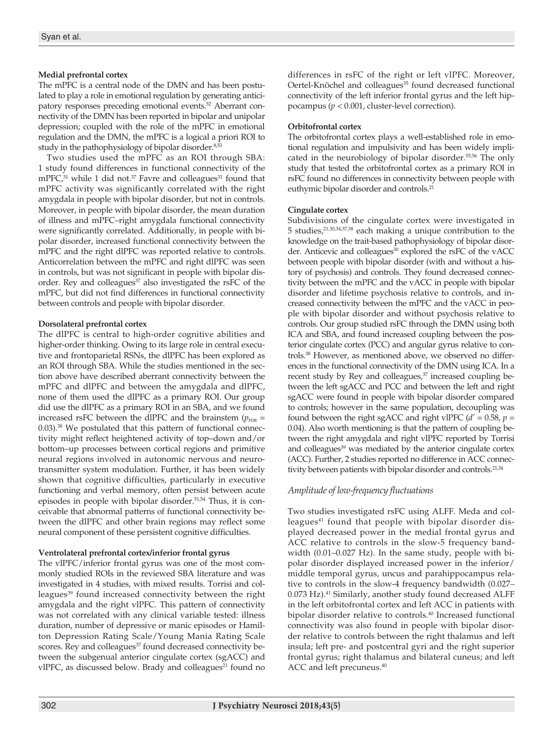**Medial prefrontal cortex**

The mPFC is a central node of the DMN and has been postulated to play a role in emotional regulation by generating anticipatory responses preceding emotional events.[52] Aberrant connectivity of the DMN has been reported in bipolar and unipolar depression; coupled with the role of the mPFC in emotional regulation and the DMN, the mPFC is a logical a priori ROI to study in the pathophysiology of bipolar disorder.[8,53]

Two studies used the mPFC as an ROI through SBA: 1 study found differences in functional connectivity of the mPFC,[31] while 1 did not.[37] Favre and colleagues[31] found that mPFC activity was significantly correlated with the right amygdala in people with bipolar disorder, but not in controls. Moreover, in people with bipolar disorder, the mean duration of illness and mPFC–right amygdala functional connectivity were significantly correlated. Additionally, in people with bipolar disorder, increased functional connectivity between the mPFC and the right dlPFC was reported relative to controls. Anticorrelation between the mPFC and right dlPFC was seen in controls, but was not significant in people with bipolar disorder. Rey and colleagues[37] also investigated the rsFC of the mPFC, but did not find differences in functional connectivity between controls and people with bipolar disorder.

**Dorsolateral prefrontal cortex**

The dlPFC is central to high-order cognitive abilities and higher-order thinking. Owing to its large role in central executive and frontoparietal RSNs, the dlPFC has been explored as an ROI through SBA. While the studies mentioned in the section above have described aberrant connectivity between the mPFC and dlPFC and between the amygdala and dlPFC, none of them used the dlPFC as a primary ROI. Our group did use the dlPFC as a primary ROI in an SBA, and we found increased rsFC between the dlPFC and the brainstem ($p_{FDR}$ = 0.03).[38] We postulated that this pattern of functional connectivity might reflect heightened activity of top–down and/or bottom–up processes between cortical regions and primitive neural regions involved in autonomic nervous and neurotransmitter system modulation. Further, it has been widely shown that cognitive difficulties, particularly in executive functioning and verbal memory, often persist between acute episodes in people with bipolar disorder.[51,54] Thus, it is conceivable that abnormal patterns of functional connectivity between the dlPFC and other brain regions may reflect some neural component of these persistent cognitive difficulties.

**Ventrolateral prefrontal cortex/inferior frontal gyrus**

The vlPFC/inferior frontal gyrus was one of the most commonly studied ROIs in the reviewed SBA literature and was investigated in 4 studies, with mixed results. Torrisi and colleagues[39] found increased connectivity between the right amygdala and the right vlPFC. This pattern of connectivity was not correlated with any clinical variable tested: illness duration, number of depressive or manic episodes or Hamilton Depression Rating Scale/Young Mania Rating Scale scores. Rey and colleagues[37] found decreased connectivity between the subgenual anterior cingulate cortex (sgACC) and vlPFC, as discussed below. Brady and colleagues[21] found no differences in rsFC of the right or left vlPFC. Moreover, Oertel-Knöchel and colleagues[35] found decreased functional connectivity of the left inferior frontal gyrus and the left hippocampus ($p < 0.001$, cluster-level correction).

**Orbitofrontal cortex**

The orbitofrontal cortex plays a well-established role in emotional regulation and impulsivity and has been widely implicated in the neurobiology of bipolar disorder.[55,56] The only study that tested the orbitofrontal cortex as a primary ROI in rsFC found no differences in connectivity between people with euthymic bipolar disorder and controls.[21]

**Cingulate cortex**

Subdivisions of the cingulate cortex were investigated in 5 studies,[21,30,34,37,38] each making a unique contribution to the knowledge on the trait-based pathophysiology of bipolar disorder. Anticevic and colleagues[30] explored the rsFC of the vACC between people with bipolar disorder (with and without a history of psychosis) and controls. They found decreased connectivity between the mPFC and the vACC in people with bipolar disorder and lifetime psychosis relative to controls, and increased connectivity between the mPFC and the vACC in people with bipolar disorder and without psychosis relative to controls. Our group studied rsFC through the DMN using both ICA and SBA, and found increased coupling between the posterior cingulate cortex (PCC) and angular gyrus relative to controls.[38] However, as mentioned above, we observed no differences in the functional connectivity of the DMN using ICA. In a recent study by Rey and colleagues,[37] increased coupling between the left sgACC and PCC and between the left and right sgACC were found in people with bipolar disorder compared to controls; however in the same population, decoupling was found between the right sgACC and right vlPFC ($d'$ = 0.58, $p$ = 0.04). Also worth mentioning is that the pattern of coupling between the right amygdala and right vlPFC reported by Torrisi and colleagues[39] was mediated by the anterior cingulate cortex (ACC). Further, 2 studies reported no difference in ACC connectivity between patients with bipolar disorder and controls.[21,34]

### *Amplitude of low-frequency fluctuations*

Two studies investigated rsFC using ALFF. Meda and colleagues[41] found that people with bipolar disorder displayed decreased power in the medial frontal gyrus and ACC relative to controls in the slow-5 frequency bandwidth (0.01–0.027 Hz). In the same study, people with bipolar disorder displayed increased power in the inferior/middle temporal gyrus, uncus and parahippocampus relative to controls in the slow-4 frequency bandwidth (0.027–0.073 Hz).[41] Similarly, another study found decreased ALFF in the left orbitofrontal cortex and left ACC in patients with bipolar disorder relative to controls.[40] Increased functional connectivity was also found in people with bipolar disorder relative to controls between the right thalamus and left insula; left pre- and postcentral gyri and the right superior frontal gyrus; right thalamus and bilateral cuneus; and left ACC and left precuneus.[40]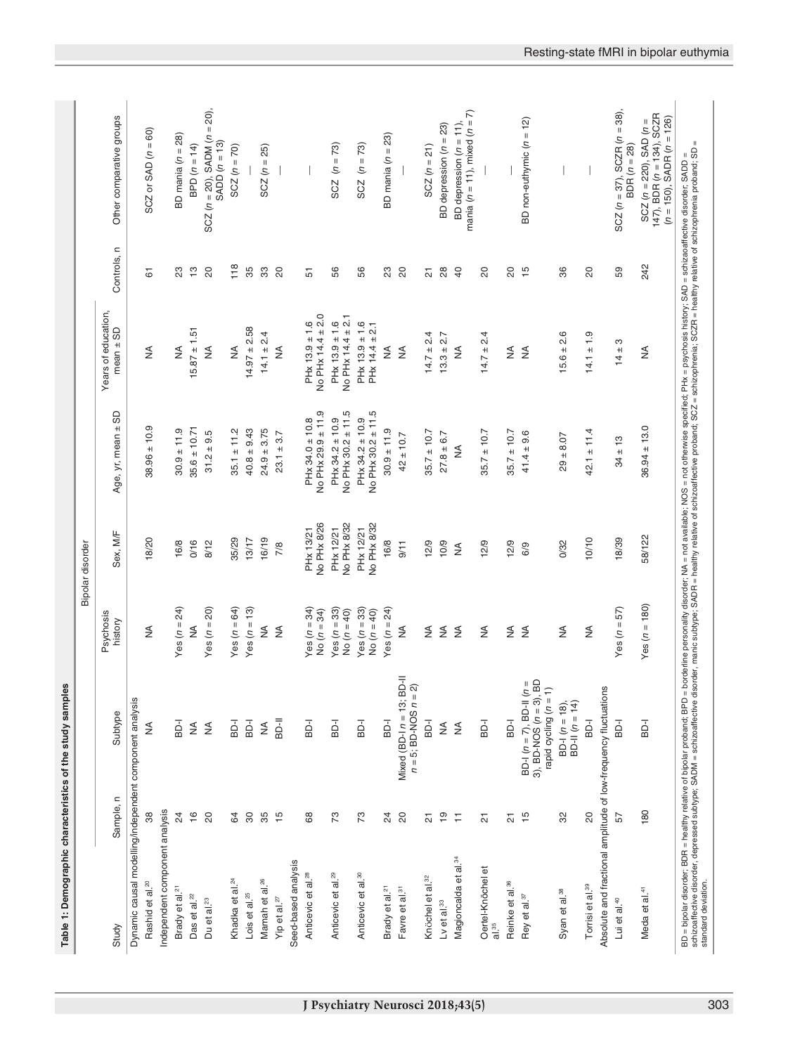**Table 1: Demographic characteristics of the study samples**

| Study | Sample, n | Bipolar disorder | | | | | Controls, n | Other comparative groups |
|---|---|---|---|---|---|---|---|---|
| | | Subtype | Psychosis history | Sex, M/F | Age, yr, mean ± SD | Years of education, mean ± SD | | |
| *Dynamic causal modelling/independent component analysis* | | | | | | | | |
| Rashid et al.[20] | 38 | NA | NA | 18/20 | 38.96 ± 10.9 | NA | 61 | SCZ or SAD (n = 60) |
| *Independent component analysis* | | | | | | | | |
| Brady et al.[21] | 24 | BD-I | Yes (n = 24) | 16/8 | 30.9 ± 11.9 | NA | 23 | BD mania (n = 28) |
| Das et al.[22] | 16 | NA | NA | 0/16 | 35.6 ± 10.71 | 15.87 ± 1.51 | 13 | BPD (n = 14) |
| Du et al.[23] | 20 | NA | Yes (n = 20) | 8/12 | 31.2 ± 9.5 | NA | 20 | SCZ (n = 20), SADM (n = 20), SADD (n = 13) |
| Khadka et al.[24] | 64 | BD-I | Yes (n = 64) | 35/29 | 35.1 ± 11.2 | NA | 118 | SCZ (n = 70) |
| Lois et al.[25] | 30 | BD-I | Yes (n = 13) | 13/17 | 40.8 ± 9.43 | 14.97 ± 2.58 | 35 | — |
| Mamah et al.[26] | 35 | NA | NA | 16/19 | 24.9 ± 3.75 | 14.1 ± 2.4 | 33 | SCZ (n = 25) |
| Yip et al.[27] | 15 | BD-II | NA | 7/8 | 23.1 ± 3.7 | NA | 20 | — |
| *Seed-based analysis* | | | | | | | | |
| Anticevic et al.[28] | 68 | BD-I | Yes (n = 34) No (n = 34) | PHx 13/21 No PHx 8/26 | PHx 34.0 ± 10.8 No PHx 29.9 ± 11.9 | PHx 13.9 ± 1.6 No PHx 14.4 ± 2.0 | 51 | — |
| Anticevic et al.[29] | 73 | BD-I | Yes (n = 33) No (n = 40) | PHx 12/21 No PHx 8/32 | PHx 34.2 ± 10.9 No PHx 30.2 ± 11.5 | PHx 13.9 ± 1.6 No PHx 14.4 ± 2.1 | 56 | SCZ (n = 73) |
| Anticevic et al.[30] | 73 | BD-I | Yes (n = 33) No (n = 40) | PHx 12/21 No PHx 8/32 | PHx 34.2 ± 10.9 No PHx 30.2 ± 11.5 | PHx 13.9 ± 1.6 PHx 14.4 ± 2.1 | 56 | SCZ (n = 73) |
| Brady et al.[21] | 24 | BD-I | Yes (n = 24) | 16/8 | 30.9 ± 11.9 | NA | 23 | BD mania (n = 23) |
| Favre et al.[31] | 20 | Mixed (BD-I n = 13; BD-II n = 5; BD-NOS n = 2) | NA | 9/11 | 42 ± 10.7 | NA | 20 | — |
| Knöchel et al.[32] | 21 | BD-I | NA | 12/9 | 35.7 ± 10.7 | 14.7 ± 2.4 | 21 | SCZ (n = 21) |
| Lv et al.[33] | 19 | NA | NA | 10/9 | 27.8 ± 6.7 | 13.3 ± 2.7 | 28 | BD depression (n = 23) |
| Magioncalda et al.[34] | 11 | NA | NA | NA | NA | NA | 40 | BD depression (n = 11), mania (n = 11), mixed (n = 7) |
| Oertel-Knöchel et al.[35] | 21 | BD-I | NA | 12/9 | 35.7 ± 10.7 | 14.7 ± 2.4 | 20 | — |
| Reinke et al.[36] | 21 | BD-I | NA | 12/9 | 35.7 ± 10.7 | NA | 20 | — |
| Rey et al.[37] | 15 | BD-I (n = 7), BD-II (n = 3), BD-NOS (n = 3), BD rapid cycling (n = 1) | NA | 6/9 | 41.4 ± 9.6 | NA | 15 | BD non-euthymic (n = 12) |
| Syan et al.[38] | 32 | BD-I (n = 18), BD-II (n = 14) | NA | 0/32 | 29 ± 8.07 | 15.6 ± 2.6 | 36 | — |
| Torrisi et al.[39] | 20 | BD-I | NA | 10/10 | 42.1 ± 11.4 | 14.1 ± 1.9 | 20 | — |
| *Absolute and fractional amplitude of low-frequency fluctuations* | | | | | | | | |
| Lui et al.[40] | 57 | BD-I | Yes (n = 57) | 18/39 | 34 ± 13 | 14 ± 3 | 59 | SCZ (n = 37), SCZR (n = 38), BDR (n = 28) |
| Meda et al.[41] | 180 | BD-I | Yes (n = 180) | 58/122 | 36.94 ± 13.0 | NA | 242 | SCZ (n = 220), SAD (n = 147), BDR (n = 134), SCZR (n = 150), SADR (n = 126) |

BD = bipolar disorder; BDR = healthy relative of bipolar proband; BPD = borderline personality disorder; NA = not available; NOS = not otherwise specified; PHx = psychosis history; SAD = schizoaffective disorder; SADD = schizoaffective disorder, depressed subtype; SADM = schizoaffective disorder, manic subtype; SADR = healthy relative of schizoaffective proband; SCZ = schizophrenia; SCZR = healthy relative of schizophrenia proband; SD = standard deviation.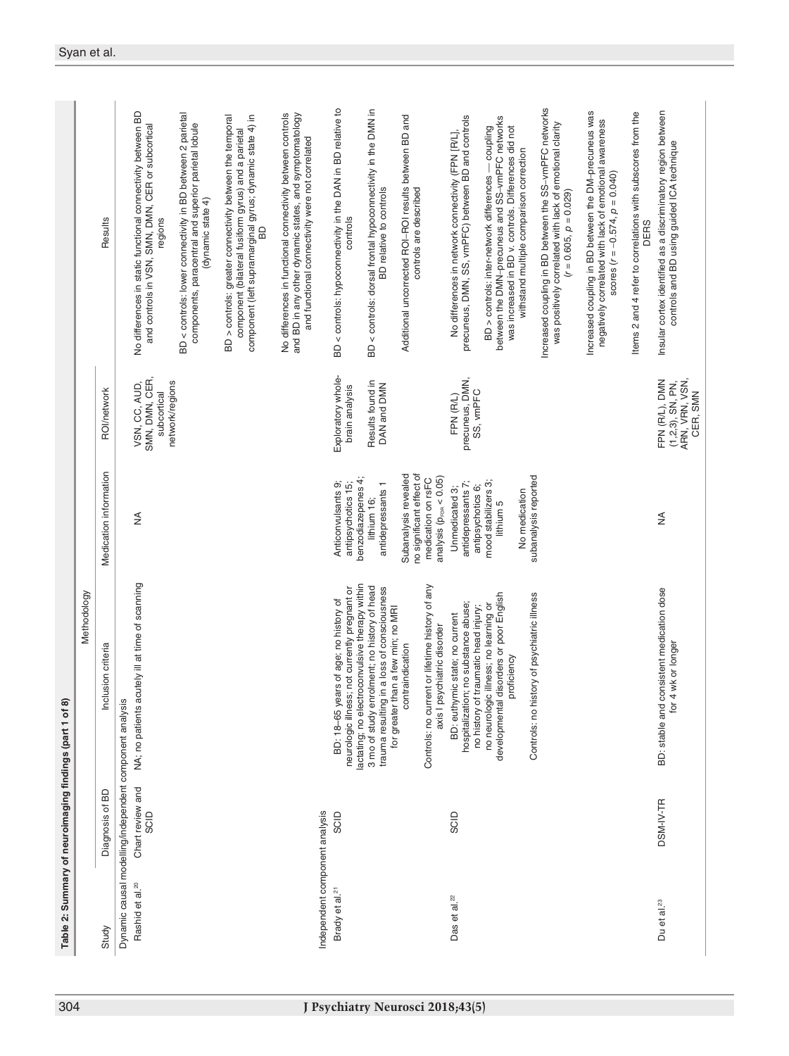**Table 2: Summary of neuroimaging findings (part 1 of 8)**

| Study | Methodology | | | | Results |
|---|---|---|---|---|---|
| | Diagnosis of BD | Inclusion criteria | Medication information | ROI/network | |
| *Dynamic causal modelling/independent component analysis* | | | | | |
| Rashid et al.[20] | Chart review and SCID | NA; no patients acutely ill at time of scanning | NA | VSN, CC, AUD, SMN, DMN, CER, subcortical network/regions | No differences in static functional connectivity between BD and controls in VSN, SMN, DMN, CER or subcortical regions<br><br>BD < controls: lower connectivity in BD between 2 parietal components, paracentral and superior parietal lobule (dynamic state 4)<br><br>BD > controls: greater connectivity between the temporal component (bilateral fusiform gyrus) and a parietal component (left supramarginal gyrus; dynamic state 4) in BD<br><br>No differences in functional connectivity between controls and BD in any other dynamic states, and symptomatology and functional connectivity were not correlated |
| *Independent component analysis* | | | | | |
| Brady et al.[21] | SCID | BD: 18–65 years of age; no history of neurologic illness; not currently pregnant or lactating; no electroconvulsive therapy within 3 mo of study enrolment; no history of head trauma resulting in a loss of consciousness for greater than a few min; no MRI contraindication<br><br>Controls: no current or lifetime history of any axis I psychiatric disorder | Anticonvulsants 9; antipsychotics 15; benzodiazepenes 4; lithium 16; antidepressants 1<br><br>Subanalysis revealed no significant effect of medication on rsFC analysis ($p_{FDR} < 0.05$) | Exploratory whole-brain analysis<br><br>Results found in DAN and DMN | BD < controls: hypoconnectivity in the DAN in BD relative to controls<br><br>BD < controls: dorsal frontal hypoconnectivity in the DMN in BD relative to controls<br><br>Additional uncorrected ROI–ROI results between BD and controls are described |
| Das et al.[22] | SCID | BD: euthymic state; no current hospitalization; no substance abuse; no history of traumatic head injury; no neurologic illness; no learning or developmental disorders or poor English proficiency<br><br>Controls: no history of psychiatric illness | Unmedicated 3; antidepressants 7; antipsychotics 6; mood stabilizers 3; lithium 5<br><br>No medication subanalysis reported | FPN (R/L) precuneus, DMN, SS, vmPFC | No differences in network connectivity (FPN [R/L], precuneus, DMN, SS, vmPFC) between BD and controls<br><br>BD > controls: inter-network differences — coupling between the DMN–precuneus and SS–vmPFC networks was increased in BD v. controls. Differences did not withstand multiple comparison correction<br><br>Increased coupling in BD between the SS–vmPFC networks was positively correlated with lack of emotional clarity ($r = 0.605$, $p = 0.029$)<br><br>Increased coupling in BD between the DM–precuneus was negatively correlated with lack of emotional awareness scores ($r = -0.574$, $p = 0.040$)<br><br>Items 2 and 4 refer to correlations with subscores from the DERS |
| Du et al.[23] | DSM-IV-TR | BD: stable and consistent medication dose for 4 wk or longer | NA | FPN (R/L), DMN (1,2,3), SN, PN, ARN, VRN, VSN, CER, SMN | Insular cortex identified as a discriminatory region between controls and BD using guided ICA technique |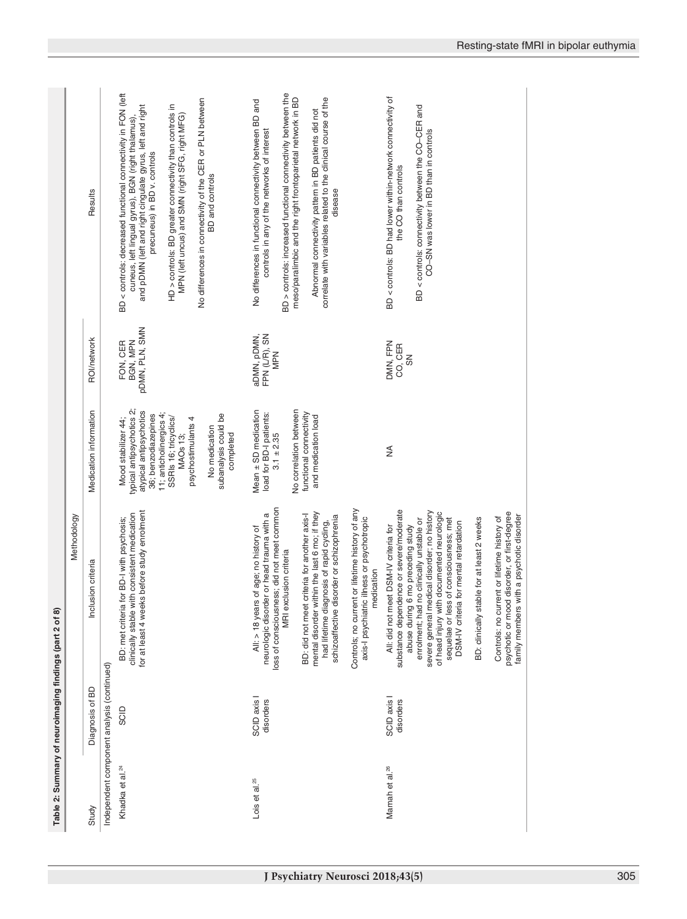**Table 2: Summary of neuroimaging findings (part 2 of 8)**

| Study | Methodology | | | | Results |
|---|---|---|---|---|---|
| | Diagnosis of BD | Inclusion criteria | Medication information | ROI/network | |
| *Independent component analysis (continued)* | | | | | |
| Khadka et al.[24] | SCID | BD: met criteria for BD-I with psychosis; clinically stable with consistent medication for at least 4 weeks before study enrolment | Mood stabilizer 44; typical antipsychotics 2; atypical antipsychotics 36; benzodiazepines 11; anticholinergics 4; SSRIs 16; tricyclics/ MAOs 13; psychostimulants 4<br><br>No medication subanalysis could be completed | FON, CER BGN, MPN pDMN, PLN, SMN | BD < controls: decreased functional connectivity in FON (left cuneus, left lingual gyrus), BGN (right thalamus), and pDMN (left and right cingulate gyrus, left and right precuneus) in BD v. controls<br><br>HD > controls: BD greater connectivity than controls in MPN (left uncus) and SMN (right SFG, right MFG)<br><br>No differences in connectivity of the CER or PLN between BD and controls |
| Lois et al.[25] | SCID axis I disorders | All: > 18 years of age; no history of neurologic disorder or head trauma with a loss of consciousness; did not meet common MRI exclusion criteria<br><br>BD: did not meet criteria for another axis-I mental disorder within the last 6 mo; if they had lifetime diagnosis of rapid cycling, schizoaffective disorder or schizophrenia<br><br>Controls; no current or lifetime history of any axis-I psychiatric illness or psychotropic medication | Mean ± SD medication load for BD-I patients: 3.1 ± 2.35<br><br>No correlation between functional connectivity and medication load | aDMN, pDMN, FPN (L/R), SN MPN | No differences in functional connectivity between BD and controls in any of the networks of interest<br><br>BD > controls: increased functional connectivity between the meso/paralimbic and the right frontoparietal network in BD<br><br>Abnormal connectivity pattern in BD patients did not correlate with variables related to the clinical course of the disease |
| Mamah et al.[26] | SCID axis I disorders | All: did not meet DSM-IV criteria for substance dependence or severe/moderate abuse during 6 mo preceding study enrolment; had no clinically unstable or severe general medical disorder; no history of head injury with documented neurologic sequelae or less of consciousness; met DSM-IV criteria for mental retardation<br><br>BD: clinically stable for at least 2 weeks<br><br>Controls: no current or lifetime history of psychotic or mood disorder, or first-degree family members with a psychotic disorder | NA | DMN, FPN CO, CER SN | BD < controls: BD had lower within-network connectivity of the CO than controls<br><br>BD < controls: connectivity between the CO–CER and CO–SN was lower in BD than in controls |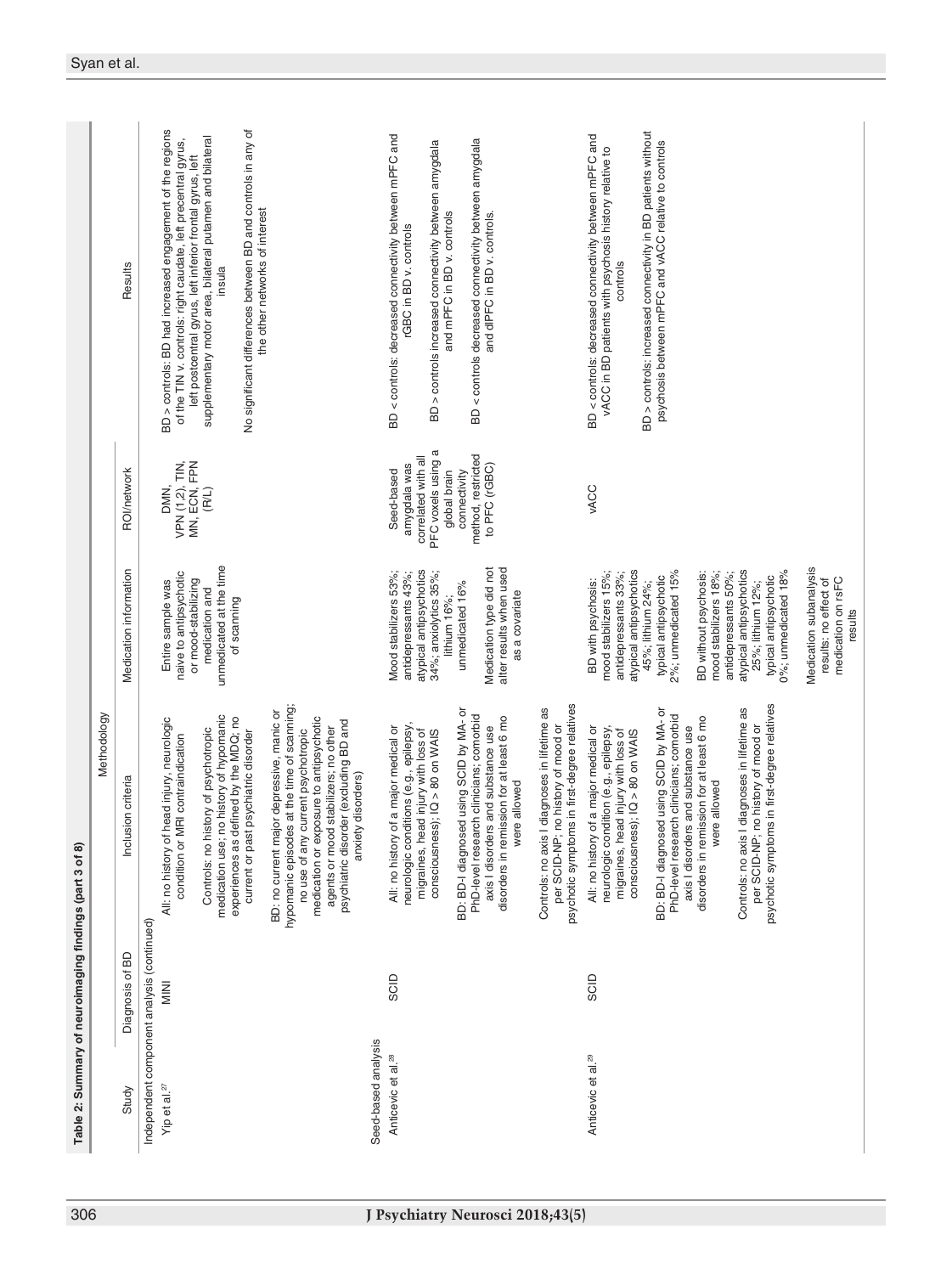**Table 2: Summary of neuroimaging findings (part 3 of 8)**

| Study | Diagnosis of BD | Inclusion criteria | Medication information | ROI/network | Results |
|---|---|---|---|---|---|
| | | Methodology | | | |
| Independent component analysis (continued) | | | | | |
| Yip et al.[27] | MINI | All: no history of head injury, neurologic condition or MRI contraindication<br><br>Controls: no history of psychotropic medication use; no history of hypomanic experiences as defined by the MDQ; no current or past psychiatric disorder<br><br>BD: no current major depressive, manic or hypomanic episodes at the time of scanning; no use of any current psychotropic medication or exposure to antipsychotic agents or mood stabilizers; no other psychiatric disorder (excluding BD and anxiety disorders) | Entire sample was naive to antipsychotic or mood-stabilizing medication and unmedicated at the time of scanning | DMN, VPN (1,2), TIN, MN, ECN, FPN (R/L) | BD > controls: BD had increased engagement of the regions of the TIN v. controls: right caudate, left precentral gyrus, left postcentral gyrus, left inferior frontal gyrus, left supplementary motor area, bilateral putamen and bilateral insula<br><br>No significant differences between BD and controls in any of the other networks of interest |
| Seed-based analysis | | | | | |
| Anticevic et al.[28] | SCID | All: no history of a major medical or neurologic conditions (e.g., epilepsy, migraines, head injury with loss of consciousness); IQ > 80 on WAIS<br><br>BD: BD-I diagnosed using SCID by MA- or PhD-level research clinicians; comorbid axis I disorders and substance use disorders in remission for at least 6 mo were allowed<br><br>Controls: no axis I diagnoses in lifetime as per SCID-NP; no history of mood or psychotic symptoms in first-degree relatives | Mood stabilizers 53%; antidepressants 43%; atypical antipsychotics 34%; anxiolytics 35%; lithium 16%; unmedicated 16%<br><br>Medication type did not alter results when used as a covariate | Seed-based amygdala was correlated with all PFC voxels using a global brain connectivity method, restricted to PFC (rGBC) | BD < controls: decreased connectivity between mPFC and rGBC in BD v. controls<br><br>BD > controls increased connectivity between amygdala and mPFC in BD v. controls<br><br>BD < controls decreased connectivity between amygdala and dlPFC in BD v. controls. |
| Anticevic et al.[29] | SCID | All: no history of a major medical or neurologic condition (e.g., epilepsy, migraines, head injury with loss of consciousness); IQ > 80 on WAIS<br><br>BD: BD-I diagnosed using SCID by MA- or PhD-level research clinicians; comorbid axis I disorders and substance use disorders in remission for at least 6 mo were allowed<br><br>Controls: no axis I diagnoses in lifetime as per SCID-NP; no history of mood or psychotic symptoms in first-degree relatives | BD with psychosis: mood stabilizers 15%; antidepressants 33%; atypical antipsychotics 45%; lithium 24%; typical antipsychotic 2%; unmedicated 15%<br><br>BD without psychosis: mood stabilizers 18%; antidepressants 50%; atypical antipsychotics 25%; lithium 12%; typical antipsychotic 0%; unmedicated 18%<br><br>Medication subanalysis results: no effect of medication on rsFC results | vACC | BD < controls: decreased connectivity between mPFC and vACC in BD patients with psychosis history relative to controls<br><br>BD > controls: increased connectivity in BD patients without psychosis between mPFC and vACC relative to controls |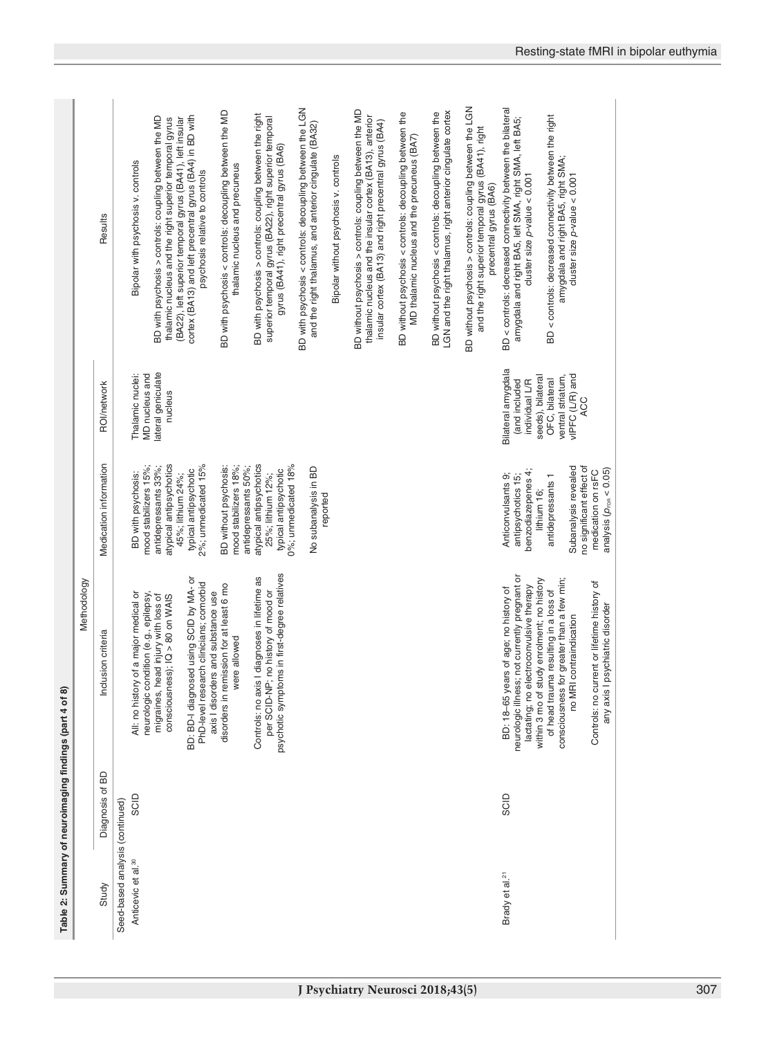**Table 2: Summary of neuroimaging findings (part 4 of 8)**

| Study | Diagnosis of BD | Methodology | | | Results |
|---|---|---|---|---|---|
| | | Inclusion criteria | Medication information | ROI/network | |
| Seed-based analysis (continued) | | | | | |
| Anticevic et al.[30] | SCID | All: no history of a major medical or neurologic condition (e.g., epilepsy, migraines, head injury with loss of consciousness); IQ > 80 on WAIS<br><br>BD: BD-I diagnosed using SCID by MA- or PhD-level research clinicians; comorbid axis I disorders and substance use disorders in remission for at least 6 mo were allowed<br><br>Controls: no axis I diagnoses in lifetime as per SCID-NP; no history of mood or psychotic symptoms in first-degree relatives | BD with psychosis: mood stabilizers 15%; antidepressants 33%; atypical antipsychotics 45%; lithium 24%; typical antipsychotic 2%; unmedicated 15%<br><br>BD without psychosis: mood stabilizers 18%; antidepressants 50%; atypical antipsychotics 25%; lithium 12%; typical antipsychotic 0%; unmedicated 18%<br><br>No subanalysis in BD reported | Thalamic nuclei: MD nucleus and lateral geniculate nucleus | Bipolar with psychosis v. controls<br><br>BD with psychosis > controls: coupling between the MD thalamic nucleus and the right superior temporal gyrus (BA22), left superior temporal gyrus (BA41), left insular cortex (BA13) and left precentral gyrus (BA4) in BD with psychosis relative to controls<br><br>BD with psychosis < controls: decoupling between the MD thalamic nucleus and precuneus<br><br>BD with psychosis > controls: coupling between the right superior temporal gyrus (BA22), right superior temporal gyrus (BA41), right precentral gyrus (BA6)<br><br>BD with psychosis < controls: decoupling between the LGN and the right thalamus, and anterior cingulate (BA32)<br><br>Bipolar without psychosis v. controls<br><br>BD without psychosis > controls: coupling between the MD thalamic nucleus and the insular cortex (BA13), anterior insular cortex (BA13) and right precentral gyrus (BA4)<br><br>BD without psychosis < controls: decoupling between the MD thalamic nucleus and the precuneus (BA7)<br><br>BD without psychosis < controls: decoupling between the LGN and the right thalamus, right anterior cingulate cortex<br><br>BD without psychosis > controls: coupling between the LGN and the right superior temporal gyrus (BA41), right precentral gyrus (BA6) |
| Brady et al.[21] | SCID | BD: 18–65 years of age; no history of neurologic illness; not currently pregnant or lactating; no electroconvulsive therapy within 3 mo of study enrolment; no history of head trauma resulting in a loss of consciousness for greater than a few min; no MRI contraindication<br><br>Controls: no current or lifetime history of any axis I psychiatric disorder | Anticonvulsants 9; antipsychotics 15; benzodiazepenes 4; lithium 16; antidepressants 1<br><br>Subanalysis revealed no significant effect of medication on rsFC analysis ($p_{FDR}$ < 0.05) | Bilateral amygdala (and included individual L/R seeds), bilateral OFC, bilateral ventral striatum, vlPFC (L/R) and ACC | BD < controls: decreased connectivity between the bilateral amygdala and right BA5, left SMA, right SMA, left BA5; cluster size *p*-value < 0.001<br><br>BD < controls: decreased connectivity between the right amygdala and right BA5, right SMA; cluster size *p*-value < 0.001 |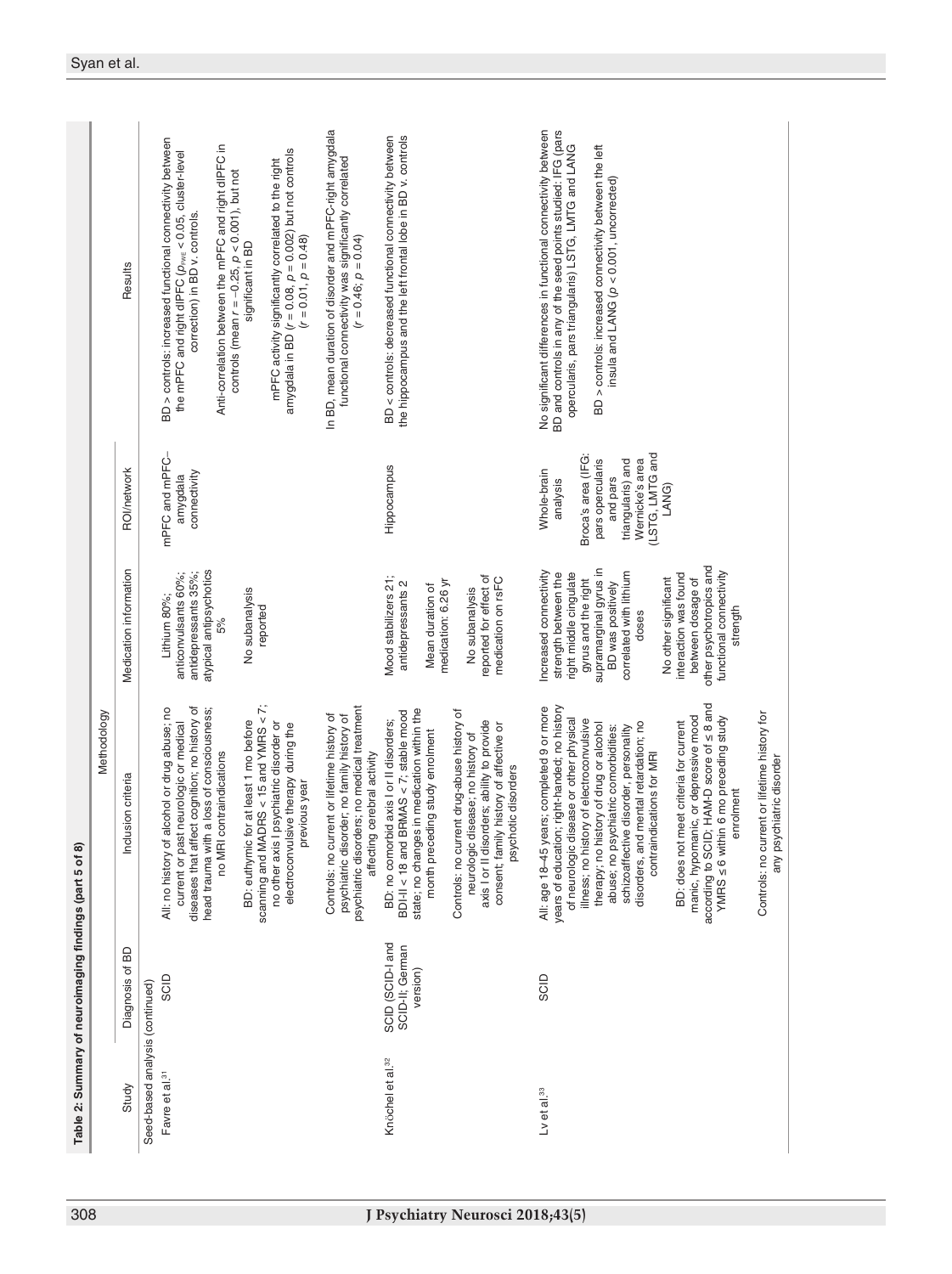**Table 2: Summary of neuroimaging findings (part 5 of 8)**

| Study | Diagnosis of BD | Methodology: Inclusion criteria | Methodology: Medication information | Methodology: ROI/network | Results |
|---|---|---|---|---|---|
| Seed-based analysis (continued) | | | | | |
| Favre et al.[31] | SCID | All: no history of alcohol or drug abuse; no current or past neurologic or medical diseases that affect cognition; no history of head trauma with a loss of consciousness; no MRI contraindications<br><br>BD: euthymic for at least 1 mo before scanning and MADRS < 15 and YMRS < 7; no other axis I psychiatric disorder or electroconvulsive therapy during the previous year<br><br>Controls: no current or lifetime history of psychiatric disorder; no family history of psychiatric disorders; no medical treatment affecting cerebral activity | Lithium 80%; anticonvulsants 60%; antidepressants 35%; atypical antipsychotics 5%<br><br>No subanalysis reported | mPFC and mPFC–amygdala connectivity | BD > controls: increased functional connectivity between the mPFC and right dlPFC ($p_{FWE} < 0.05$, cluster-level correction) in BD v. controls.<br><br>Anti-correlation between the mPFC and right dlPFC in controls (mean $r = -0.25$, $p < 0.001$), but not significant in BD<br><br>mPFC activity significantly correlated to the right amygdala in BD ($r = 0.08$, $p = 0.002$) but not controls ($r = 0.01$, $p = 0.48$)<br><br>In BD, mean duration of disorder and mPFC-right amygdala functional connectivity was significantly correlated ($r = 0.46$; $p = 0.04$) |
| Knöchel et al.[32] | SCID (SCID-I and SCID-II; German version) | BD: no comorbid axis I or II disorders; BDI-II < 18 and BRMAS < 7; stable mood state; no changes in medication within the month preceding study enrolment<br><br>Controls: no current drug-abuse history of neurologic disease; no history of axis I or II disorders; ability to provide consent; family history of affective or psychotic disorders | Mood stabilizers 21; antidepressants 2<br><br>Mean duration of medication: 6.26 yr<br><br>No subanalysis reported for effect of medication on rsFC | Hippocampus | BD < controls: decreased functional connectivity between the hippocampus and the left frontal lobe in BD v. controls |
| Lv et al.[33] | SCID | All: age 18–45 years; completed 9 or more years of education; right-handed; no history of neurologic disease or other physical illness; no history of electroconvulsive therapy; no history of drug or alcohol abuse; no psychiatric comorbidities: schizoaffective disorder, personality disorders, and mental retardation; no contraindications for MRI<br><br>BD: does not meet criteria for current manic, hypomanic, or depressive mood according to SCID; HAM-D score of ≤ 8 and YMRS ≤ 6 within 6 mo preceding study enrolment<br><br>Controls: no current or lifetime history for any psychiatric disorder | Increased connectivity strength between the right middle cingulate gyrus and the right supramarginal gyrus in BD was positively correlated with lithium doses<br><br>No other significant interaction was found between dosage of other psychotropics and functional connectivity strength | Whole-brain analysis<br><br>Broca's area (IFG: pars opercularis and pars triangularis) and Wernicke's area (LSTG, LMTG and LANG) | No significant differences in functional connectivity between BD and controls in any of the seed points studied: IFG (pars opercularis, pars triangularis) LSTG, LMTG and LANG<br><br>BD > controls: increased connectivity between the left insula and LANG ($p < 0.001$, uncorrected) |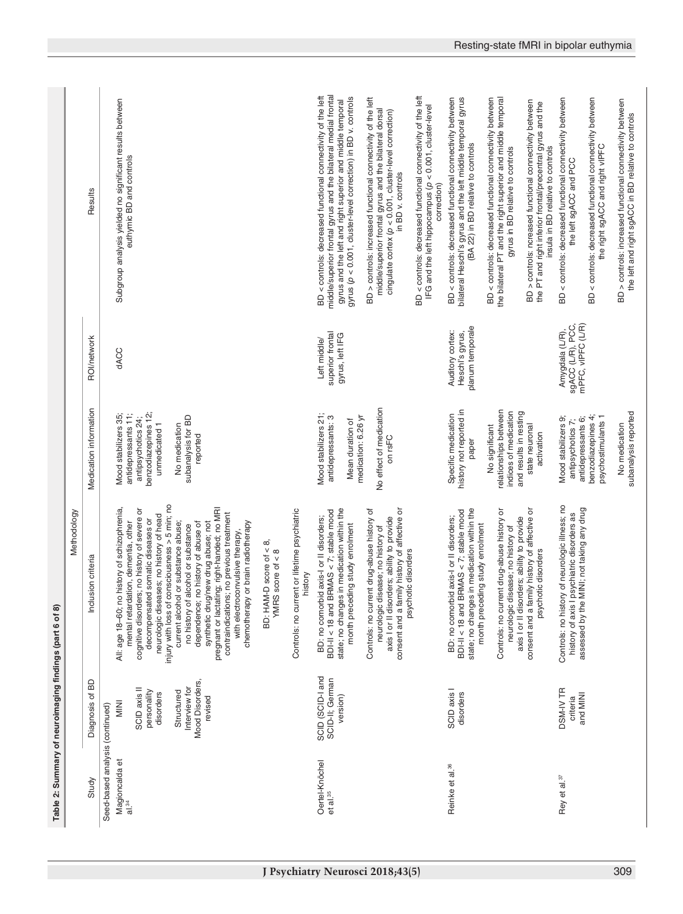**Table 2: Summary of neuroimaging findings (part 6 of 8)**

| Study | Methodology | | | | Results |
|---|---|---|---|---|---|
| | Diagnosis of BD | Inclusion criteria | Medication information | ROI/network | |
| Seed-based analysis (continued) | | | | | |
| Magioncalda et al.[34] | MINI<br><br>SCID axis II personality disorders<br><br>Structured Interview for Mood Disorders, revised | All: age 18–60; no history of schizophrenia, mental retardation, dementia, other cognitive disorders; no history of severe or decompensated somatic diseases or neurologic diseases; no history of head injury with loss of consciousness > 5 min; no current alcohol or substance abuse; no history of alcohol or substance dependence; no history of abuse of synthetic drug/new drug abuse; not pregnant or lactating; right-handed; no MRI contraindications; no previous treatment with electroconvulsive therapy, chemotherapy or brain radiotherapy<br><br>BD: HAM-D score of < 8, YMRS score of < 8<br><br>Controls: no current or lifetime psychiatric history | Mood stabilizers 35; antidepressants 11; antipsychotics 24; benzodiazepines 12; unmedicated 1<br><br>No medication subanalysis for BD reported | dACC | Subgroup analysis yielded no significant results between euthymic BD and controls |
| Oertel-Knöchel et al.[35] | SCID (SCID-I and SCID-II; German version) | BD: no comorbid axis-I or II disorders; BDI-II < 18 and BRMAS < 7; stable mood state; no changes in medication within the month preceding study enrolment<br><br>Controls: no current drug-abuse history of neurologic disease; no history of axis I or II disorders; ability to provide consent and a family history of affective or psychotic disorders | Mood stabilizers 21; antidepressants: 3<br><br>Mean duration of medication: 6.26 yr<br><br>No effect of medication on rsFC | Left middle/ superior frontal gyrus, left IFG | BD < controls: decreased functional connectivity of the left middle/superior frontal gyrus and the bilateral medial frontal gyrus and the left and right superior and middle temporal gyrus ($p < 0.001$, cluster-level correction) in BD v. controls<br><br>BD > controls: increased functional connectivity of the left middle/superior frontal gyrus and the bilateral dorsal cingulate cortex ($p < 0.001$, cluster-level correction) in BD v. controls<br><br>BD < controls: decreased functional connectivity of the left IFG and the left hippocampus ($p < 0.001$, cluster-level correction) |
| Reinke et al.[36] | SCID axis I disorders | BD: no comorbid axis-I or II disorders; BDI-II < 18 and BRMAS < 7; stable mood state; no changes in medication within the month preceding study enrolment<br><br>Controls: no current drug-abuse history or neurologic disease; no history of axis I or II disorders; ability to provide consent and a family history of affective or psychotic disorders | Specific medication history not reported in paper<br><br>No significant relationships between indices of medication and results in resting state neuronal activation | Auditory cortex: Heschl's gyrus, planum temporale | BD < controls: decreased functional connectivity between bilateral Heschl's gyrus and the left middle temporal gyrus (BA 22) in BD relative to controls<br><br>BD < controls: decreased functional connectivity between the bilateral PT and the right superior and middle temporal gyrus in BD relative to controls<br><br>BD > controls: ncreased functional connectivity between the PT and right inferior frontal/precentral gyrus and the insula in BD relative to controls |
| Rey et al.[37] | DSM-IV TR criteria and MINI | Controls: no history of neurologic illness; no history of axis I psychiatric disorders as assessed by the MINI; not taking any drug | Mood stabilizers 9; antipsychotics 7; antidepressants 6; benzodiazepines 4; psychostimulants 1<br><br>No medication subanalysis reported | Amygdala (L/R), sgACC (L/R), PCC, mPFC, vlPFC (L/R) | BD < controls: decreased functional connectivity between the left sgACC and PCC<br><br>BD < controls: decreased functional connectivity between the right sgACC and right vlPFC<br><br>BD > controls: increased functional connectivity between the left and right sgACC in BD relative to controls |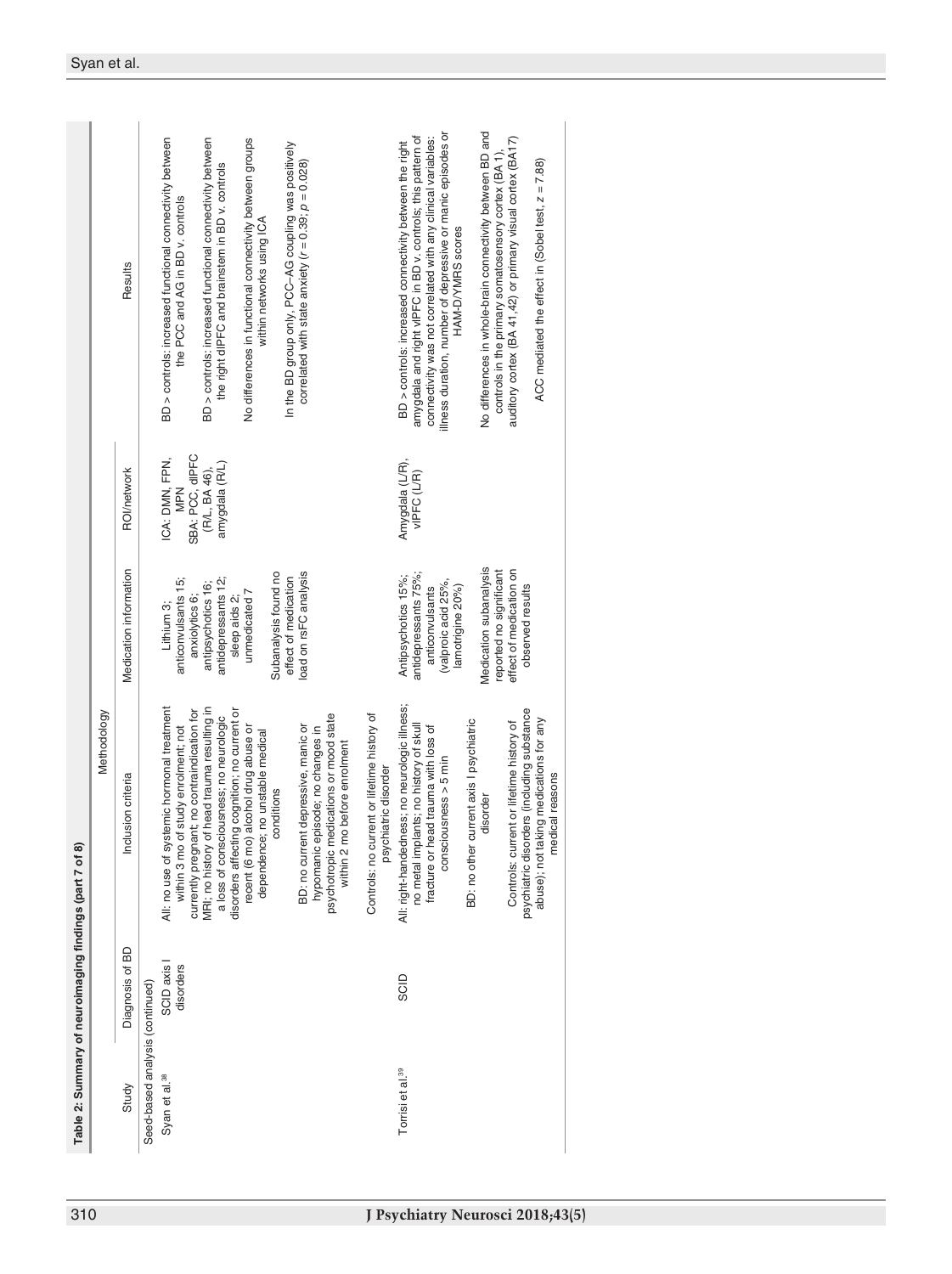**Table 2: Summary of neuroimaging findings (part 7 of 8)**

| Study | Methodology | | | | Results |
|---|---|---|---|---|---|
| | Diagnosis of BD | Inclusion criteria | Medication information | ROI/network | |
| **Seed-based analysis (continued)** | | | | | |
| Syan et al.[38] | SCID axis I disorders | All: no use of systemic hormonal treatment within 3 mo of study enrolment; not currently pregnant; no contraindication for MRI; no history of head trauma resulting in a loss of consciousness; no neurologic disorders affecting cognition; no current or recent (6 mo) alcohol drug abuse or dependence; no unstable medical conditions<br><br>BD: no current depressive, manic or hypomanic episode; no changes in psychotropic medications or mood state within 2 mo before enrolment<br><br>Controls: no current or lifetime history of psychiatric disorder | Lithium 3; anticonvulsants 15; anxiolytics 6; antipsychotics 16; antidepressants 12; sleep aids 2; unmedicated 7<br><br>Subanalysis found no effect of medication load on rsFC analysis | ICA: DMN, FPN, MPN<br>SBA: PCC, dlPFC (R/L, BA 46), amygdala (R/L) | BD > controls: increased functional connectivity between the PCC and AG in BD v. controls<br><br>BD > controls: increased functional connectivity between the right dlPFC and brainstem in BD v. controls<br><br>No differences in functional connectivity between groups within networks using ICA<br><br>In the BD group only, PCC–AG coupling was positively correlated with state anxiety ($r = 0.39$; $p = 0.028$) |
| Torrisi et al.[39] | SCID | All: right-handedness; no neurologic illness; no metal implants; no history of skull fracture or head trauma with loss of consciousness > 5 min<br><br>BD: no other current axis I psychiatric disorder<br><br>Controls: current or lifetime history of psychiatric disorders (including substance abuse); not taking medications for any medical reasons | Antipsychotics 15%; antidepressants 75%; anticonvulsants (valproic acid 25%, lamotrigine 20%)<br><br>Medication subanalysis reported no significant effect of medication on observed results | Amygdala (L/R), vlPFC (L/R) | BD > controls: increased connectivity between the right amygdala and right vlPFC in BD v. controls; this pattern of connectivity was not correlated with any clinical variables: illness duration, number of depressive or manic episodes or HAM-D/YMRS scores<br><br>No differences in whole-brain connectivity between BD and controls in the primary somatosensory cortex (BA 1), auditory cortex (BA 41,42) or primary visual cortex (BA17)<br><br>ACC mediated the effect in (Sobel test, $z = 7.88$) |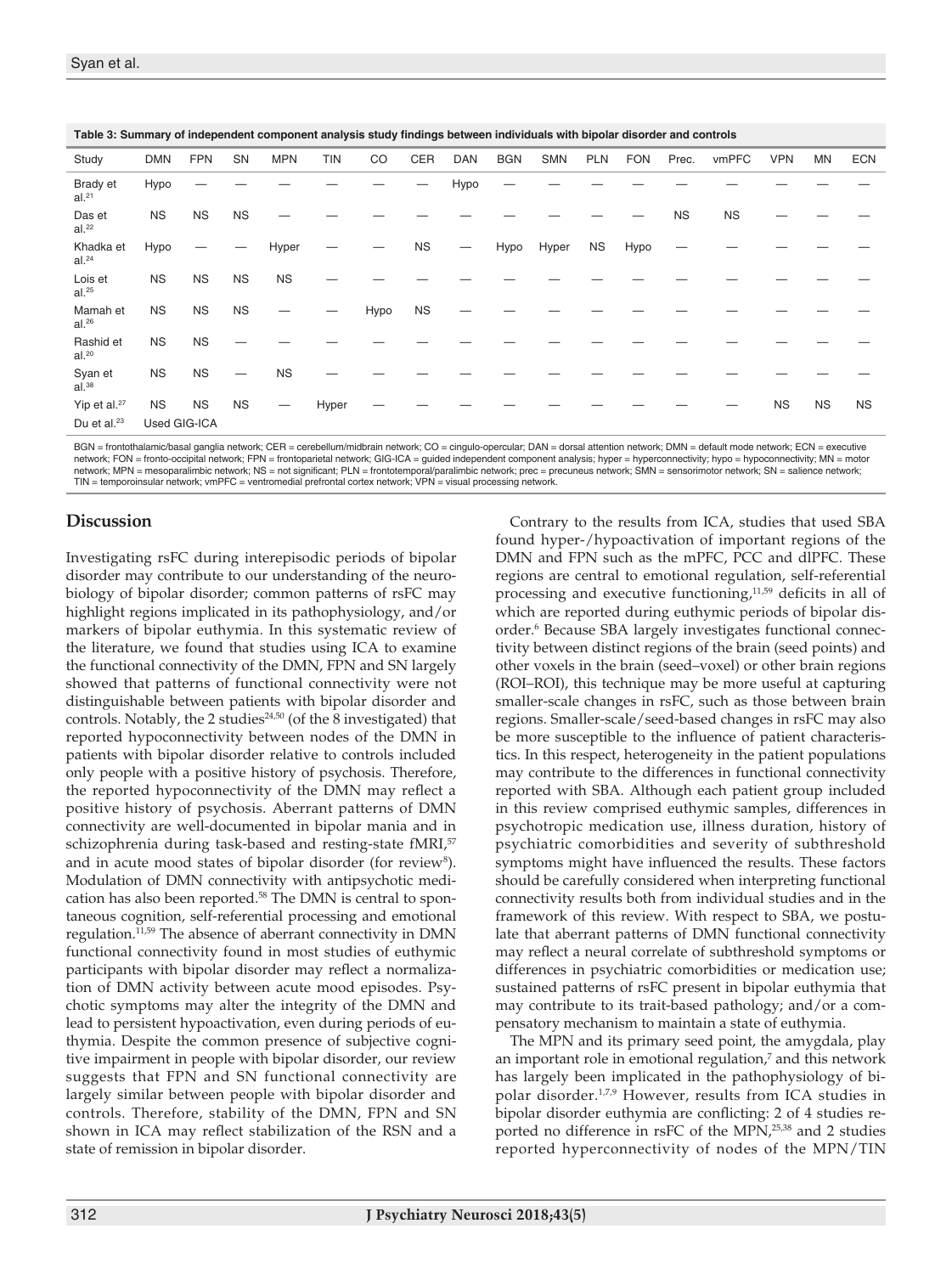**Table 3: Summary of independent component analysis study findings between individuals with bipolar disorder and controls**

| Study | DMN | FPN | SN | MPN | TIN | CO | CER | DAN | BGN | SMN | PLN | FON | Prec. | vmPFC | VPN | MN | ECN |
|---|---|---|---|---|---|---|---|---|---|---|---|---|---|---|---|---|---|
| Brady et al.[21] | Hypo | — | — | — | — | — | — | Hypo | — | — | — | — | — | — | — | — | — |
| Das et al.[22] | NS | NS | NS | — | — | — | — | — | — | — | — | — | NS | NS | — | — | — |
| Khadka et al.[24] | Hypo | — | — | Hyper | — | — | NS | — | Hypo | Hyper | NS | Hypo | — | — | — | — | — |
| Lois et al.[25] | NS | NS | NS | NS | — | — | — | — | — | — | — | — | — | — | — | — | — |
| Mamah et al.[26] | NS | NS | NS | — | — | Hypo | NS | — | — | — | — | — | — | — | — | — | — |
| Rashid et al.[20] | NS | NS | — | — | — | — | — | — | — | — | — | — | — | — | — | — | — |
| Syan et al.[38] | NS | NS | — | NS | — | — | — | — | — | — | — | — | — | — | — | — | — |
| Yip et al.[27] | NS | NS | NS | — | Hyper | — | — | — | — | — | — | — | — | — | NS | NS | NS |
| Du et al.[23] | Used GIG-ICA | | | | | | | | | | | | | | | | |

BGN = frontothalamic/basal ganglia network; CER = cerebellum/midbrain network; CO = cingulo-opercular; DAN = dorsal attention network; DMN = default mode network; ECN = executive network; FON = fronto-occipital network; FPN = frontoparietal network; GIG-ICA = guided independent component analysis; hyper = hyperconnectivity; hypo = hypoconnectivity; MN = motor network; MPN = mesoparalimbic network; NS = not significant; PLN = frontotemporal/paralimbic network; prec = precuneus network; SMN = sensorimotor network; SN = salience network; TIN = temporoinsular network; vmPFC = ventromedial prefrontal cortex network; VPN = visual processing network.

## Discussion

Investigating rsFC during interepisodic periods of bipolar disorder may contribute to our understanding of the neurobiology of bipolar disorder; common patterns of rsFC may highlight regions implicated in its pathophysiology, and/or markers of bipolar euthymia. In this systematic review of the literature, we found that studies using ICA to examine the functional connectivity of the DMN, FPN and SN largely showed that patterns of functional connectivity were not distinguishable between patients with bipolar disorder and controls. Notably, the 2 studies[24,50] (of the 8 investigated) that reported hypoconnectivity between nodes of the DMN in patients with bipolar disorder relative to controls included only people with a positive history of psychosis. Therefore, the reported hypoconnectivity of the DMN may reflect a positive history of psychosis. Aberrant patterns of DMN connectivity are well-documented in bipolar mania and in schizophrenia during task-based and resting-state fMRI,[57] and in acute mood states of bipolar disorder (for review[8]). Modulation of DMN connectivity with antipsychotic medication has also been reported.[58] The DMN is central to spontaneous cognition, self-referential processing and emotional regulation.[11,59] The absence of aberrant connectivity in DMN functional connectivity found in most studies of euthymic participants with bipolar disorder may reflect a normalization of DMN activity between acute mood episodes. Psychotic symptoms may alter the integrity of the DMN and lead to persistent hypoactivation, even during periods of euthymia. Despite the common presence of subjective cognitive impairment in people with bipolar disorder, our review suggests that FPN and SN functional connectivity are largely similar between people with bipolar disorder and controls. Therefore, stability of the DMN, FPN and SN shown in ICA may reflect stabilization of the RSN and a state of remission in bipolar disorder.

Contrary to the results from ICA, studies that used SBA found hyper-/hypoactivation of important regions of the DMN and FPN such as the mPFC, PCC and dlPFC. These regions are central to emotional regulation, self-referential processing and executive functioning,[11,59] deficits in all of which are reported during euthymic periods of bipolar disorder.[6] Because SBA largely investigates functional connectivity between distinct regions of the brain (seed points) and other voxels in the brain (seed–voxel) or other brain regions (ROI–ROI), this technique may be more useful at capturing smaller-scale changes in rsFC, such as those between brain regions. Smaller-scale/seed-based changes in rsFC may also be more susceptible to the influence of patient characteristics. In this respect, heterogeneity in the patient populations may contribute to the differences in functional connectivity reported with SBA. Although each patient group included in this review comprised euthymic samples, differences in psychotropic medication use, illness duration, history of psychiatric comorbidities and severity of subthreshold symptoms might have influenced the results. These factors should be carefully considered when interpreting functional connectivity results both from individual studies and in the framework of this review. With respect to SBA, we postulate that aberrant patterns of DMN functional connectivity may reflect a neural correlate of subthreshold symptoms or differences in psychiatric comorbidities or medication use; sustained patterns of rsFC present in bipolar euthymia that may contribute to its trait-based pathology; and/or a compensatory mechanism to maintain a state of euthymia.

The MPN and its primary seed point, the amygdala, play an important role in emotional regulation,[7] and this network has largely been implicated in the pathophysiology of bipolar disorder.[1,7,9] However, results from ICA studies in bipolar disorder euthymia are conflicting: 2 of 4 studies reported no difference in rsFC of the MPN,[25,38] and 2 studies reported hyperconnectivity of nodes of the MPN/TIN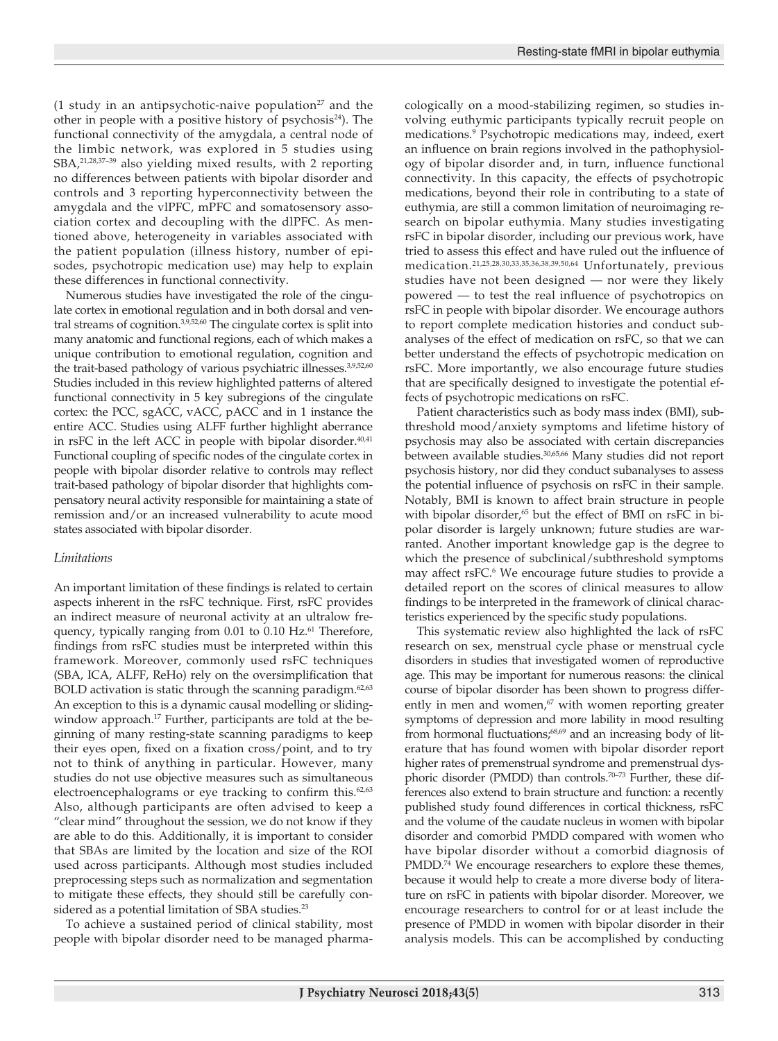(1 study in an antipsychotic-naive population[27] and the other in people with a positive history of psychosis[24]). The functional connectivity of the amygdala, a central node of the limbic network, was explored in 5 studies using SBA,[21,28,37–39] also yielding mixed results, with 2 reporting no differences between patients with bipolar disorder and controls and 3 reporting hyperconnectivity between the amygdala and the vlPFC, mPFC and somatosensory association cortex and decoupling with the dlPFC. As mentioned above, heterogeneity in variables associated with the patient population (illness history, number of episodes, psychotropic medication use) may help to explain these differences in functional connectivity.

Numerous studies have investigated the role of the cingulate cortex in emotional regulation and in both dorsal and ventral streams of cognition.[3,9,52,60] The cingulate cortex is split into many anatomic and functional regions, each of which makes a unique contribution to emotional regulation, cognition and the trait-based pathology of various psychiatric illnesses.[3,9,52,60] Studies included in this review highlighted patterns of altered functional connectivity in 5 key subregions of the cingulate cortex: the PCC, sgACC, vACC, pACC and in 1 instance the entire ACC. Studies using ALFF further highlight aberrance in rsFC in the left ACC in people with bipolar disorder.[40,41] Functional coupling of specific nodes of the cingulate cortex in people with bipolar disorder relative to controls may reflect trait-based pathology of bipolar disorder that highlights compensatory neural activity responsible for maintaining a state of remission and/or an increased vulnerability to acute mood states associated with bipolar disorder.

### *Limitations*

An important limitation of these findings is related to certain aspects inherent in the rsFC technique. First, rsFC provides an indirect measure of neuronal activity at an ultralow frequency, typically ranging from 0.01 to 0.10 Hz.[61] Therefore, findings from rsFC studies must be interpreted within this framework. Moreover, commonly used rsFC techniques (SBA, ICA, ALFF, ReHo) rely on the oversimplification that BOLD activation is static through the scanning paradigm.[62,63] An exception to this is a dynamic causal modelling or sliding-window approach.[17] Further, participants are told at the beginning of many resting-state scanning paradigms to keep their eyes open, fixed on a fixation cross/point, and to try not to think of anything in particular. However, many studies do not use objective measures such as simultaneous electroencephalograms or eye tracking to confirm this.[62,63] Also, although participants are often advised to keep a "clear mind" throughout the session, we do not know if they are able to do this. Additionally, it is important to consider that SBAs are limited by the location and size of the ROI used across participants. Although most studies included preprocessing steps such as normalization and segmentation to mitigate these effects, they should still be carefully considered as a potential limitation of SBA studies.[23]

To achieve a sustained period of clinical stability, most people with bipolar disorder need to be managed pharmacologically on a mood-stabilizing regimen, so studies involving euthymic participants typically recruit people on medications.[9] Psychotropic medications may, indeed, exert an influence on brain regions involved in the pathophysiology of bipolar disorder and, in turn, influence functional connectivity. In this capacity, the effects of psychotropic medications, beyond their role in contributing to a state of euthymia, are still a common limitation of neuroimaging research on bipolar euthymia. Many studies investigating rsFC in bipolar disorder, including our previous work, have tried to assess this effect and have ruled out the influence of medication.[21,25,28,30,33,35,36,38,39,50,64] Unfortunately, previous studies have not been designed — nor were they likely powered — to test the real influence of psychotropics on rsFC in people with bipolar disorder. We encourage authors to report complete medication histories and conduct subanalyses of the effect of medication on rsFC, so that we can better understand the effects of psychotropic medication on rsFC. More importantly, we also encourage future studies that are specifically designed to investigate the potential effects of psychotropic medications on rsFC.

Patient characteristics such as body mass index (BMI), subthreshold mood/anxiety symptoms and lifetime history of psychosis may also be associated with certain discrepancies between available studies.[30,65,66] Many studies did not report psychosis history, nor did they conduct subanalyses to assess the potential influence of psychosis on rsFC in their sample. Notably, BMI is known to affect brain structure in people with bipolar disorder,[65] but the effect of BMI on rsFC in bipolar disorder is largely unknown; future studies are warranted. Another important knowledge gap is the degree to which the presence of subclinical/subthreshold symptoms may affect rsFC.[6] We encourage future studies to provide a detailed report on the scores of clinical measures to allow findings to be interpreted in the framework of clinical characteristics experienced by the specific study populations.

This systematic review also highlighted the lack of rsFC research on sex, menstrual cycle phase or menstrual cycle disorders in studies that investigated women of reproductive age. This may be important for numerous reasons: the clinical course of bipolar disorder has been shown to progress differently in men and women,[67] with women reporting greater symptoms of depression and more lability in mood resulting from hormonal fluctuations;[68,69] and an increasing body of literature that has found women with bipolar disorder report higher rates of premenstrual syndrome and premenstrual dysphoric disorder (PMDD) than controls.[70–73] Further, these differences also extend to brain structure and function: a recently published study found differences in cortical thickness, rsFC and the volume of the caudate nucleus in women with bipolar disorder and comorbid PMDD compared with women who have bipolar disorder without a comorbid diagnosis of PMDD.[74] We encourage researchers to explore these themes, because it would help to create a more diverse body of literature on rsFC in patients with bipolar disorder. Moreover, we encourage researchers to control for or at least include the presence of PMDD in women with bipolar disorder in their analysis models. This can be accomplished by conducting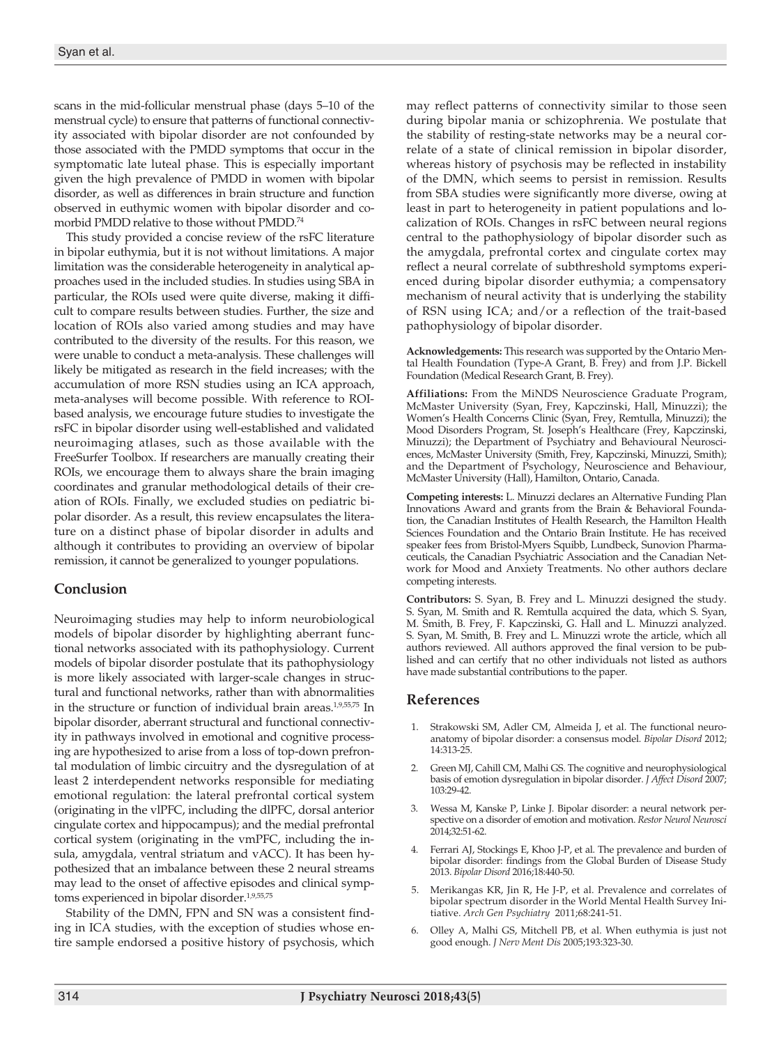scans in the mid-follicular menstrual phase (days 5–10 of the menstrual cycle) to ensure that patterns of functional connectivity associated with bipolar disorder are not confounded by those associated with the PMDD symptoms that occur in the symptomatic late luteal phase. This is especially important given the high prevalence of PMDD in women with bipolar disorder, as well as differences in brain structure and function observed in euthymic women with bipolar disorder and comorbid PMDD relative to those without PMDD.[74]

This study provided a concise review of the rsFC literature in bipolar euthymia, but it is not without limitations. A major limitation was the considerable heterogeneity in analytical approaches used in the included studies. In studies using SBA in particular, the ROIs used were quite diverse, making it difficult to compare results between studies. Further, the size and location of ROIs also varied among studies and may have contributed to the diversity of the results. For this reason, we were unable to conduct a meta-analysis. These challenges will likely be mitigated as research in the field increases; with the accumulation of more RSN studies using an ICA approach, meta-analyses will become possible. With reference to ROI-based analysis, we encourage future studies to investigate the rsFC in bipolar disorder using well-established and validated neuroimaging atlases, such as those available with the FreeSurfer Toolbox. If researchers are manually creating their ROIs, we encourage them to always share the brain imaging coordinates and granular methodological details of their creation of ROIs. Finally, we excluded studies on pediatric bipolar disorder. As a result, this review encapsulates the literature on a distinct phase of bipolar disorder in adults and although it contributes to providing an overview of bipolar remission, it cannot be generalized to younger populations.

## Conclusion

Neuroimaging studies may help to inform neurobiological models of bipolar disorder by highlighting aberrant functional networks associated with its pathophysiology. Current models of bipolar disorder postulate that its pathophysiology is more likely associated with larger-scale changes in structural and functional networks, rather than with abnormalities in the structure or function of individual brain areas.[1,9,55,75] In bipolar disorder, aberrant structural and functional connectivity in pathways involved in emotional and cognitive processing are hypothesized to arise from a loss of top-down prefrontal modulation of limbic circuitry and the dysregulation of at least 2 interdependent networks responsible for mediating emotional regulation: the lateral prefrontal cortical system (originating in the vlPFC, including the dlPFC, dorsal anterior cingulate cortex and hippocampus); and the medial prefrontal cortical system (originating in the vmPFC, including the insula, amygdala, ventral striatum and vACC). It has been hypothesized that an imbalance between these 2 neural streams may lead to the onset of affective episodes and clinical symptoms experienced in bipolar disorder.[1,9,55,75]

Stability of the DMN, FPN and SN was a consistent finding in ICA studies, with the exception of studies whose entire sample endorsed a positive history of psychosis, which may reflect patterns of connectivity similar to those seen during bipolar mania or schizophrenia. We postulate that the stability of resting-state networks may be a neural correlate of a state of clinical remission in bipolar disorder, whereas history of psychosis may be reflected in instability of the DMN, which seems to persist in remission. Results from SBA studies were significantly more diverse, owing at least in part to heterogeneity in patient populations and localization of ROIs. Changes in rsFC between neural regions central to the pathophysiology of bipolar disorder such as the amygdala, prefrontal cortex and cingulate cortex may reflect a neural correlate of subthreshold symptoms experienced during bipolar disorder euthymia; a compensatory mechanism of neural activity that is underlying the stability of RSN using ICA; and/or a reflection of the trait-based pathophysiology of bipolar disorder.

**Acknowledgements:** This research was supported by the Ontario Mental Health Foundation (Type-A Grant, B. Frey) and from J.P. Bickell Foundation (Medical Research Grant, B. Frey).

**Affiliations:** From the MiNDS Neuroscience Graduate Program, McMaster University (Syan, Frey, Kapczinski, Hall, Minuzzi); the Women's Health Concerns Clinic (Syan, Frey, Remtulla, Minuzzi); the Mood Disorders Program, St. Joseph's Healthcare (Frey, Kapczinski, Minuzzi); the Department of Psychiatry and Behavioural Neurosciences, McMaster University (Smith, Frey, Kapczinski, Minuzzi, Smith); and the Department of Psychology, Neuroscience and Behaviour, McMaster University (Hall), Hamilton, Ontario, Canada.

**Competing interests:** L. Minuzzi declares an Alternative Funding Plan Innovations Award and grants from the Brain & Behavioral Foundation, the Canadian Institutes of Health Research, the Hamilton Health Sciences Foundation and the Ontario Brain Institute. He has received speaker fees from Bristol-Myers Squibb, Lundbeck, Sunovion Pharmaceuticals, the Canadian Psychiatric Association and the Canadian Network for Mood and Anxiety Treatments. No other authors declare competing interests.

**Contributors:** S. Syan, B. Frey and L. Minuzzi designed the study. S. Syan, M. Smith and R. Remtulla acquired the data, which S. Syan, M. Smith, B. Frey, F. Kapczinski, G. Hall and L. Minuzzi analyzed. S. Syan, M. Smith, B. Frey and L. Minuzzi wrote the article, which all authors reviewed. All authors approved the final version to be published and can certify that no other individuals not listed as authors have made substantial contributions to the paper.

## References

1. Strakowski SM, Adler CM, Almeida J, et al. The functional neuroanatomy of bipolar disorder: a consensus model. *Bipolar Disord* 2012; 14:313-25.
2. Green MJ, Cahill CM, Malhi GS. The cognitive and neurophysiological basis of emotion dysregulation in bipolar disorder. *J Affect Disord* 2007; 103:29-42.
3. Wessa M, Kanske P, Linke J. Bipolar disorder: a neural network perspective on a disorder of emotion and motivation. *Restor Neurol Neurosci* 2014;32:51-62.
4. Ferrari AJ, Stockings E, Khoo J-P, et al. The prevalence and burden of bipolar disorder: findings from the Global Burden of Disease Study 2013. *Bipolar Disord* 2016;18:440-50.
5. Merikangas KR, Jin R, He J-P, et al. Prevalence and correlates of bipolar spectrum disorder in the World Mental Health Survey Initiative. *Arch Gen Psychiatry* 2011;68:241-51.
6. Olley A, Malhi GS, Mitchell PB, et al. When euthymia is just not good enough. *J Nerv Ment Dis* 2005;193:323-30.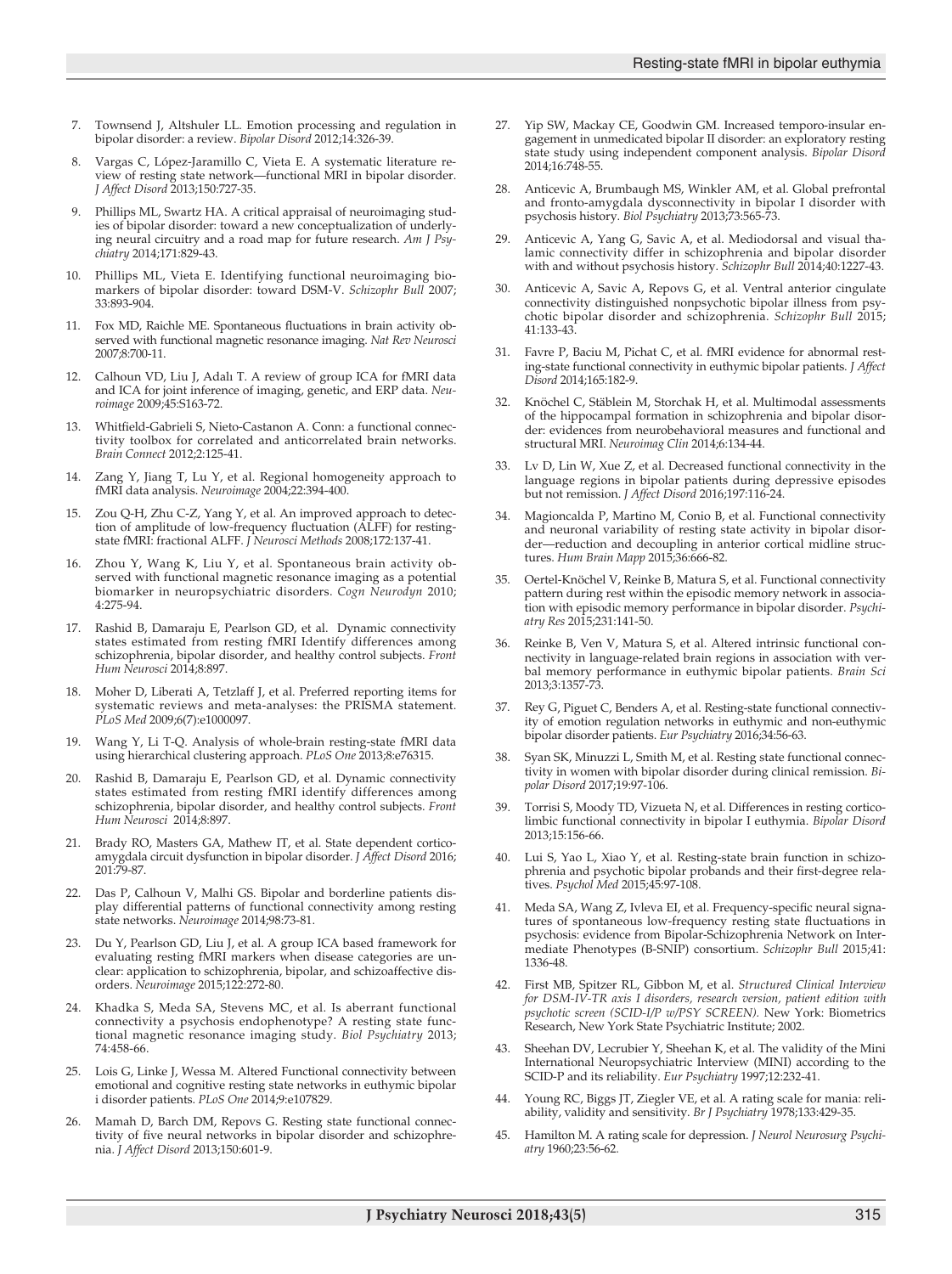7. Townsend J, Altshuler LL. Emotion processing and regulation in bipolar disorder: a review. *Bipolar Disord* 2012;14:326-39.
8. Vargas C, López-Jaramillo C, Vieta E. A systematic literature review of resting state network—functional MRI in bipolar disorder. *J Affect Disord* 2013;150:727-35.
9. Phillips ML, Swartz HA. A critical appraisal of neuroimaging studies of bipolar disorder: toward a new conceptualization of underlying neural circuitry and a road map for future research. *Am J Psychiatry* 2014;171:829-43.
10. Phillips ML, Vieta E. Identifying functional neuroimaging biomarkers of bipolar disorder: toward DSM-V. *Schizophr Bull* 2007; 33:893-904.
11. Fox MD, Raichle ME. Spontaneous fluctuations in brain activity observed with functional magnetic resonance imaging. *Nat Rev Neurosci* 2007;8:700-11.
12. Calhoun VD, Liu J, Adalı T. A review of group ICA for fMRI data and ICA for joint inference of imaging, genetic, and ERP data. *Neuroimage* 2009;45:S163-72.
13. Whitfield-Gabrieli S, Nieto-Castanon A. Conn: a functional connectivity toolbox for correlated and anticorrelated brain networks. *Brain Connect* 2012;2:125-41.
14. Zang Y, Jiang T, Lu Y, et al. Regional homogeneity approach to fMRI data analysis. *Neuroimage* 2004;22:394-400.
15. Zou Q-H, Zhu C-Z, Yang Y, et al. An improved approach to detection of amplitude of low-frequency fluctuation (ALFF) for resting-state fMRI: fractional ALFF. *J Neurosci Methods* 2008;172:137-41.
16. Zhou Y, Wang K, Liu Y, et al. Spontaneous brain activity observed with functional magnetic resonance imaging as a potential biomarker in neuropsychiatric disorders. *Cogn Neurodyn* 2010; 4:275-94.
17. Rashid B, Damaraju E, Pearlson GD, et al. Dynamic connectivity states estimated from resting fMRI Identify differences among schizophrenia, bipolar disorder, and healthy control subjects. *Front Hum Neurosci* 2014;8:897.
18. Moher D, Liberati A, Tetzlaff J, et al. Preferred reporting items for systematic reviews and meta-analyses: the PRISMA statement. *PLoS Med* 2009;6(7):e1000097.
19. Wang Y, Li T-Q. Analysis of whole-brain resting-state fMRI data using hierarchical clustering approach. *PLoS One* 2013;8:e76315.
20. Rashid B, Damaraju E, Pearlson GD, et al. Dynamic connectivity states estimated from resting fMRI identify differences among schizophrenia, bipolar disorder, and healthy control subjects. *Front Hum Neurosci* 2014;8:897.
21. Brady RO, Masters GA, Mathew IT, et al. State dependent cortico-amygdala circuit dysfunction in bipolar disorder. *J Affect Disord* 2016; 201:79-87.
22. Das P, Calhoun V, Malhi GS. Bipolar and borderline patients display differential patterns of functional connectivity among resting state networks. *Neuroimage* 2014;98:73-81.
23. Du Y, Pearlson GD, Liu J, et al. A group ICA based framework for evaluating resting fMRI markers when disease categories are unclear: application to schizophrenia, bipolar, and schizoaffective disorders. *Neuroimage* 2015;122:272-80.
24. Khadka S, Meda SA, Stevens MC, et al. Is aberrant functional connectivity a psychosis endophenotype? A resting state functional magnetic resonance imaging study. *Biol Psychiatry* 2013; 74:458-66.
25. Lois G, Linke J, Wessa M. Altered Functional connectivity between emotional and cognitive resting state networks in euthymic bipolar i disorder patients. *PLoS One* 2014;9:e107829.
26. Mamah D, Barch DM, Repovs G. Resting state functional connectivity of five neural networks in bipolar disorder and schizophrenia. *J Affect Disord* 2013;150:601-9.
27. Yip SW, Mackay CE, Goodwin GM. Increased temporo-insular engagement in unmedicated bipolar II disorder: an exploratory resting state study using independent component analysis. *Bipolar Disord* 2014;16:748-55.
28. Anticevic A, Brumbaugh MS, Winkler AM, et al. Global prefrontal and fronto-amygdala dysconnectivity in bipolar I disorder with psychosis history. *Biol Psychiatry* 2013;73:565-73.
29. Anticevic A, Yang G, Savic A, et al. Mediodorsal and visual thalamic connectivity differ in schizophrenia and bipolar disorder with and without psychosis history. *Schizophr Bull* 2014;40:1227-43.
30. Anticevic A, Savic A, Repovs G, et al. Ventral anterior cingulate connectivity distinguished nonpsychotic bipolar illness from psychotic bipolar disorder and schizophrenia. *Schizophr Bull* 2015; 41:133-43.
31. Favre P, Baciu M, Pichat C, et al. fMRI evidence for abnormal resting-state functional connectivity in euthymic bipolar patients. *J Affect Disord* 2014;165:182-9.
32. Knöchel C, Stäblein M, Storchak H, et al. Multimodal assessments of the hippocampal formation in schizophrenia and bipolar disorder: evidences from neurobehavioral measures and functional and structural MRI. *Neuroimag Clin* 2014;6:134-44.
33. Lv D, Lin W, Xue Z, et al. Decreased functional connectivity in the language regions in bipolar patients during depressive episodes but not remission. *J Affect Disord* 2016;197:116-24.
34. Magioncalda P, Martino M, Conio B, et al. Functional connectivity and neuronal variability of resting state activity in bipolar disorder—reduction and decoupling in anterior cortical midline structures. *Hum Brain Mapp* 2015;36:666-82.
35. Oertel-Knöchel V, Reinke B, Matura S, et al. Functional connectivity pattern during rest within the episodic memory network in association with episodic memory performance in bipolar disorder. *Psychiatry Res* 2015;231:141-50.
36. Reinke B, Ven V, Matura S, et al. Altered intrinsic functional connectivity in language-related brain regions in association with verbal memory performance in euthymic bipolar patients. *Brain Sci* 2013;3:1357-73.
37. Rey G, Piguet C, Benders A, et al. Resting-state functional connectivity of emotion regulation networks in euthymic and non-euthymic bipolar disorder patients. *Eur Psychiatry* 2016;34:56-63.
38. Syan SK, Minuzzi L, Smith M, et al. Resting state functional connectivity in women with bipolar disorder during clinical remission. *Bipolar Disord* 2017;19:97-106.
39. Torrisi S, Moody TD, Vizueta N, et al. Differences in resting corticolimbic functional connectivity in bipolar I euthymia. *Bipolar Disord* 2013;15:156-66.
40. Lui S, Yao L, Xiao Y, et al. Resting-state brain function in schizophrenia and psychotic bipolar probands and their first-degree relatives. *Psychol Med* 2015;45:97-108.
41. Meda SA, Wang Z, Ivleva EI, et al. Frequency-specific neural signatures of spontaneous low-frequency resting state fluctuations in psychosis: evidence from Bipolar-Schizophrenia Network on Intermediate Phenotypes (B-SNIP) consortium. *Schizophr Bull* 2015;41: 1336-48.
42. First MB, Spitzer RL, Gibbon M, et al. *Structured Clinical Interview for DSM-IV-TR axis I disorders, research version, patient edition with psychotic screen (SCID-I/P w/PSY SCREEN).* New York: Biometrics Research, New York State Psychiatric Institute; 2002.
43. Sheehan DV, Lecrubier Y, Sheehan K, et al. The validity of the Mini International Neuropsychiatric Interview (MINI) according to the SCID-P and its reliability. *Eur Psychiatry* 1997;12:232-41.
44. Young RC, Biggs JT, Ziegler VE, et al. A rating scale for mania: reliability, validity and sensitivity. *Br J Psychiatry* 1978;133:429-35.
45. Hamilton M. A rating scale for depression. *J Neurol Neurosurg Psychiatry* 1960;23:56-62.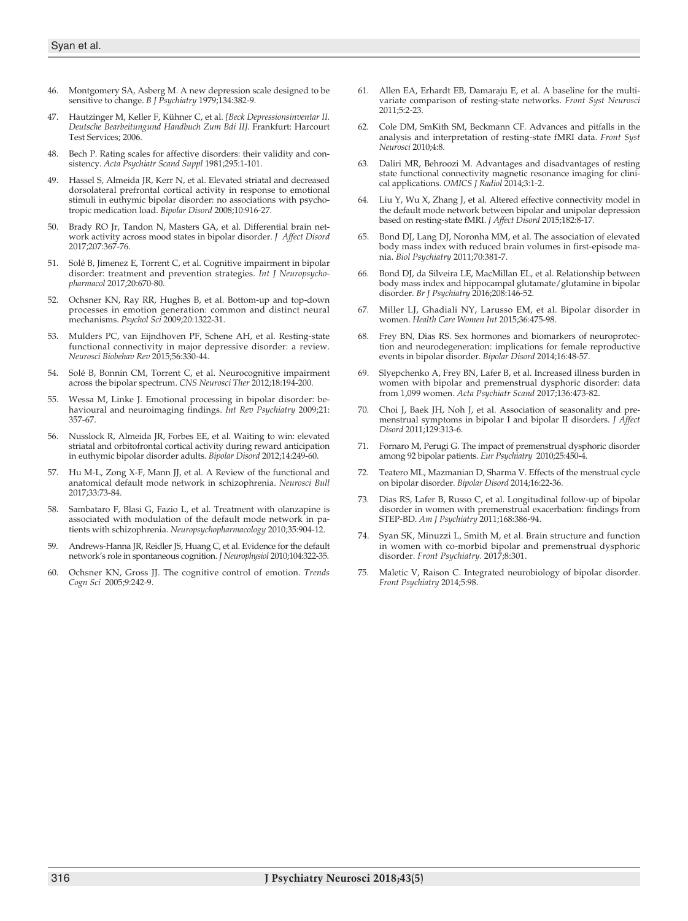46. Montgomery SA, Asberg M. A new depression scale designed to be sensitive to change. *B J Psychiatry* 1979;134:382-9.

47. Hautzinger M, Keller F, Kühner C, et al. *[Beck Depressionsinventar II. Deutsche Bearbeitungund Handbuch Zum Bdi II]*. Frankfurt: Harcourt Test Services; 2006.

48. Bech P. Rating scales for affective disorders: their validity and consistency. *Acta Psychiatr Scand Suppl* 1981;295:1-101.

49. Hassel S, Almeida JR, Kerr N, et al. Elevated striatal and decreased dorsolateral prefrontal cortical activity in response to emotional stimuli in euthymic bipolar disorder: no associations with psychotropic medication load. *Bipolar Disord* 2008;10:916-27.

50. Brady RO Jr, Tandon N, Masters GA, et al. Differential brain network activity across mood states in bipolar disorder. *J Affect Disord* 2017;207:367-76.

51. Solé B, Jimenez E, Torrent C, et al. Cognitive impairment in bipolar disorder: treatment and prevention strategies. *Int J Neuropsychopharmacol* 2017;20:670-80.

52. Ochsner KN, Ray RR, Hughes B, et al. Bottom-up and top-down processes in emotion generation: common and distinct neural mechanisms. *Psychol Sci* 2009;20:1322-31.

53. Mulders PC, van Eijndhoven PF, Schene AH, et al. Resting-state functional connectivity in major depressive disorder: a review. *Neurosci Biobehav Rev* 2015;56:330-44.

54. Solé B, Bonnin CM, Torrent C, et al. Neurocognitive impairment across the bipolar spectrum. *CNS Neurosci Ther* 2012;18:194-200.

55. Wessa M, Linke J. Emotional processing in bipolar disorder: behavioural and neuroimaging findings. *Int Rev Psychiatry* 2009;21: 357-67.

56. Nusslock R, Almeida JR, Forbes EE, et al. Waiting to win: elevated striatal and orbitofrontal cortical activity during reward anticipation in euthymic bipolar disorder adults. *Bipolar Disord* 2012;14:249-60.

57. Hu M-L, Zong X-F, Mann JJ, et al. A Review of the functional and anatomical default mode network in schizophrenia. *Neurosci Bull* 2017;33:73-84.

58. Sambataro F, Blasi G, Fazio L, et al. Treatment with olanzapine is associated with modulation of the default mode network in patients with schizophrenia. *Neuropsychopharmacology* 2010;35:904-12.

59. Andrews-Hanna JR, Reidler JS, Huang C, et al. Evidence for the default network's role in spontaneous cognition. *J Neurophysiol* 2010;104:322-35.

60. Ochsner KN, Gross JJ. The cognitive control of emotion. *Trends Cogn Sci* 2005;9:242-9.

61. Allen EA, Erhardt EB, Damaraju E, et al. A baseline for the multivariate comparison of resting-state networks. *Front Syst Neurosci* 2011;5:2-23.

62. Cole DM, SmKith SM, Beckmann CF. Advances and pitfalls in the analysis and interpretation of resting-state fMRI data. *Front Syst Neurosci* 2010;4:8.

63. Daliri MR, Behroozi M. Advantages and disadvantages of resting state functional connectivity magnetic resonance imaging for clinical applications. *OMICS J Radiol* 2014;3:1-2.

64. Liu Y, Wu X, Zhang J, et al. Altered effective connectivity model in the default mode network between bipolar and unipolar depression based on resting-state fMRI. *J Affect Disord* 2015;182:8-17.

65. Bond DJ, Lang DJ, Noronha MM, et al. The association of elevated body mass index with reduced brain volumes in first-episode mania. *Biol Psychiatry* 2011;70:381-7.

66. Bond DJ, da Silveira LE, MacMillan EL, et al. Relationship between body mass index and hippocampal glutamate/glutamine in bipolar disorder. *Br J Psychiatry* 2016;208:146-52.

67. Miller LJ, Ghadiali NY, Larusso EM, et al. Bipolar disorder in women. *Health Care Women Int* 2015;36:475-98.

68. Frey BN, Dias RS. Sex hormones and biomarkers of neuroprotection and neurodegeneration: implications for female reproductive events in bipolar disorder. *Bipolar Disord* 2014;16:48-57.

69. Slyepchenko A, Frey BN, Lafer B, et al. Increased illness burden in women with bipolar and premenstrual dysphoric disorder: data from 1,099 women. *Acta Psychiatr Scand* 2017;136:473-82.

70. Choi J, Baek JH, Noh J, et al. Association of seasonality and premenstrual symptoms in bipolar I and bipolar II disorders. *J Affect Disord* 2011;129:313-6.

71. Fornaro M, Perugi G. The impact of premenstrual dysphoric disorder among 92 bipolar patients. *Eur Psychiatry* 2010;25:450-4.

72. Teatero ML, Mazmanian D, Sharma V. Effects of the menstrual cycle on bipolar disorder. *Bipolar Disord* 2014;16:22-36.

73. Dias RS, Lafer B, Russo C, et al. Longitudinal follow-up of bipolar disorder in women with premenstrual exacerbation: findings from STEP-BD. *Am J Psychiatry* 2011;168:386-94.

74. Syan SK, Minuzzi L, Smith M, et al. Brain structure and function in women with co-morbid bipolar and premenstrual dysphoric disorder. *Front Psychiatry*. 2017;8:301.

75. Maletic V, Raison C. Integrated neurobiology of bipolar disorder. *Front Psychiatry* 2014;5:98.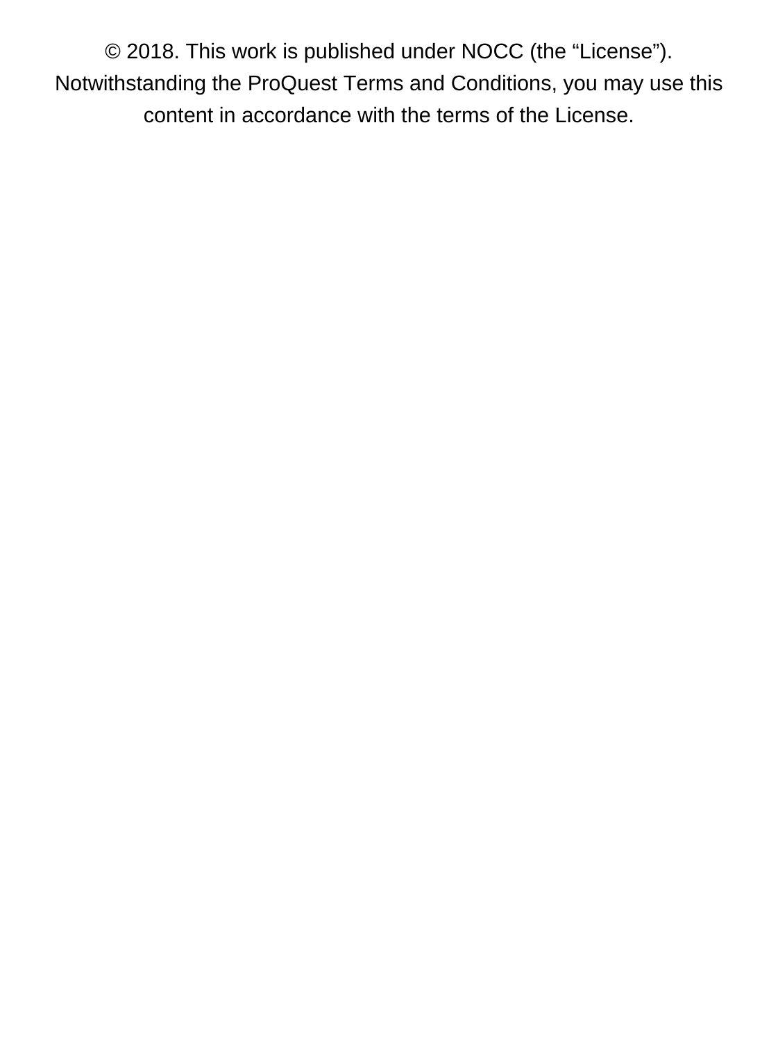© 2018. This work is published under NOCC (the “License”). Notwithstanding the ProQuest Terms and Conditions, you may use this content in accordance with the terms of the License.